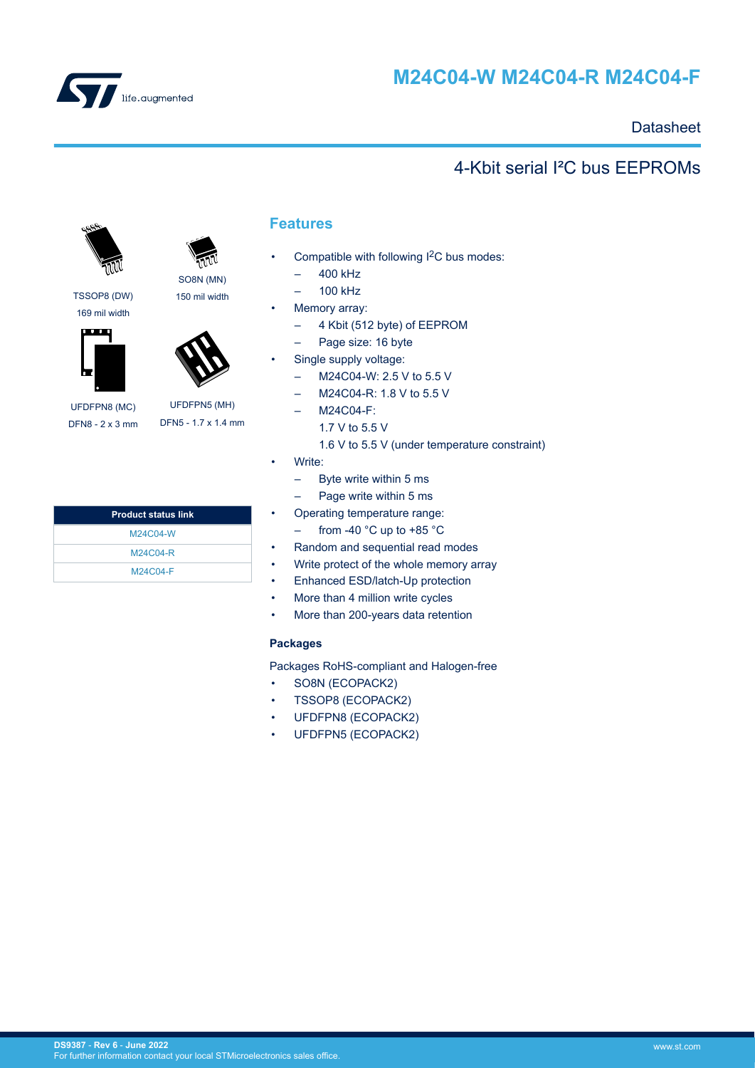# M24C04-W M24C04-R M24C04-F

Datasheet

## 4-Kbit serial I²C bus EEPROMs

TSSOP8 (DW)
169 mil width

SO8N (MN)
150 mil width

UFDFPN8 (MC)
DFN8 - 2 x 3 mm

UFDFPN5 (MH)
DFN5 - 1.7 x 1.4 mm

| Product status link |
| --- |
| M24C04-W |
| M24C04-R |
| M24C04-F |

## Features

- Compatible with following I²C bus modes:
  - 400 kHz
  - 100 kHz
- Memory array:
  - 4 Kbit (512 byte) of EEPROM
  - Page size: 16 byte
- Single supply voltage:
  - M24C04-W: 2.5 V to 5.5 V
  - M24C04-R: 1.8 V to 5.5 V
  - M24C04-F:
    1.7 V to 5.5 V
    1.6 V to 5.5 V (under temperature constraint)
- Write:
  - Byte write within 5 ms
  - Page write within 5 ms
- Operating temperature range:
  - from -40 °C up to +85 °C
- Random and sequential read modes
- Write protect of the whole memory array
- Enhanced ESD/latch-Up protection
- More than 4 million write cycles
- More than 200-years data retention

### Packages

Packages RoHS-compliant and Halogen-free

- SO8N (ECOPACK2)
- TSSOP8 (ECOPACK2)
- UFDFPN8 (ECOPACK2)
- UFDFPN5 (ECOPACK2)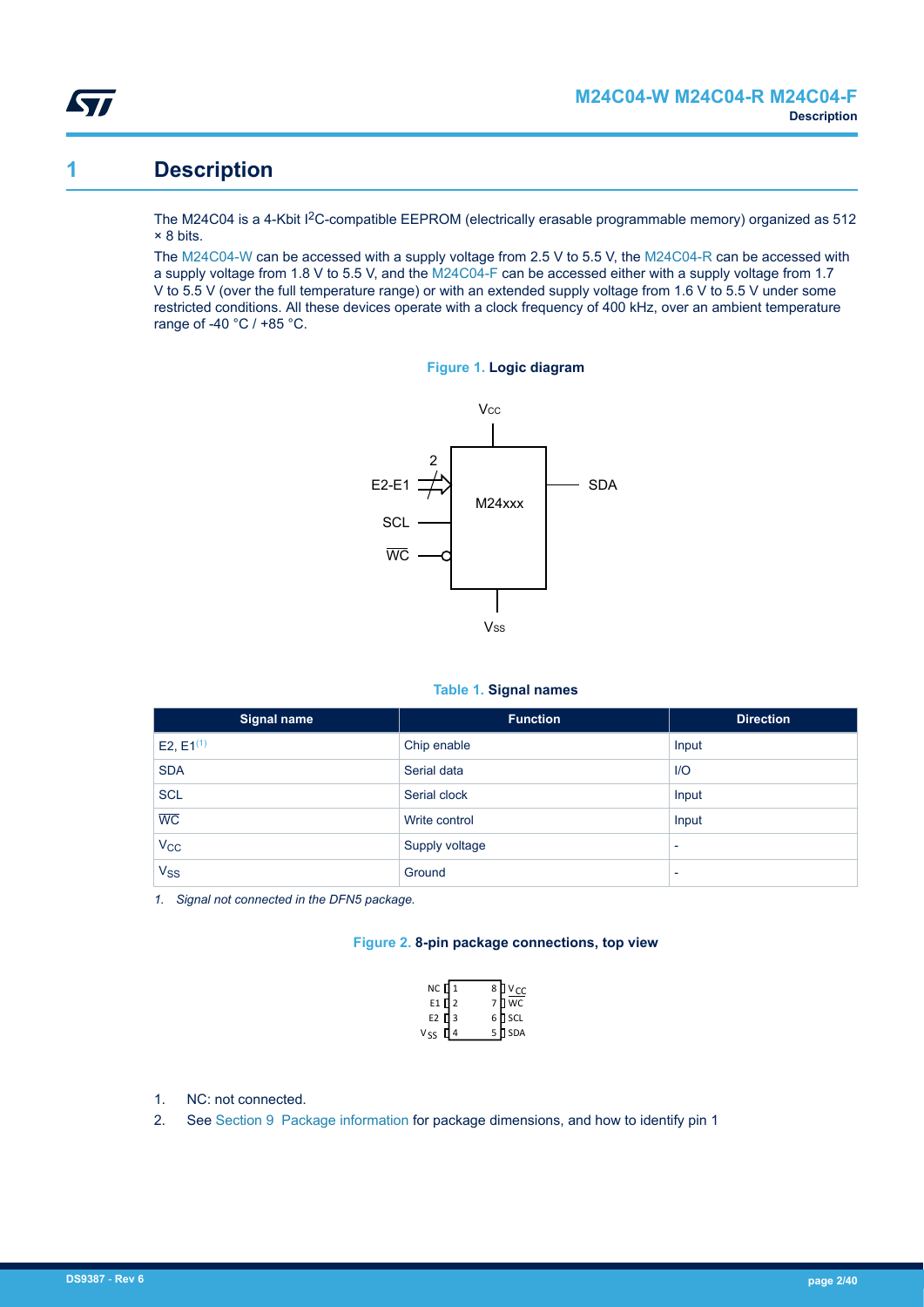# 1 Description

The M24C04 is a 4-Kbit I$^2$C-compatible EEPROM (electrically erasable programmable memory) organized as 512 × 8 bits.

The M24C04-W can be accessed with a supply voltage from 2.5 V to 5.5 V, the M24C04-R can be accessed with a supply voltage from 1.8 V to 5.5 V, and the M24C04-F can be accessed either with a supply voltage from 1.7 V to 5.5 V (over the full temperature range) or with an extended supply voltage from 1.6 V to 5.5 V under some restricted conditions. All these devices operate with a clock frequency of 400 kHz, over an ambient temperature range of -40 °C / +85 °C.

**Figure 1. Logic diagram**

**Table 1. Signal names**

| Signal name | Function | Direction |
|---|---|---|
| E2, E1[1] | Chip enable | Input |
| SDA | Serial data | I/O |
| SCL | Serial clock | Input |
| $\overline{WC}$ | Write control | Input |
| $V_{CC}$ | Supply voltage | - |
| $V_{SS}$ | Ground | - |

*1. Signal not connected in the DFN5 package.*

**Figure 2. 8-pin package connections, top view**

1. NC: not connected.
2. See Section 9 Package information for package dimensions, and how to identify pin 1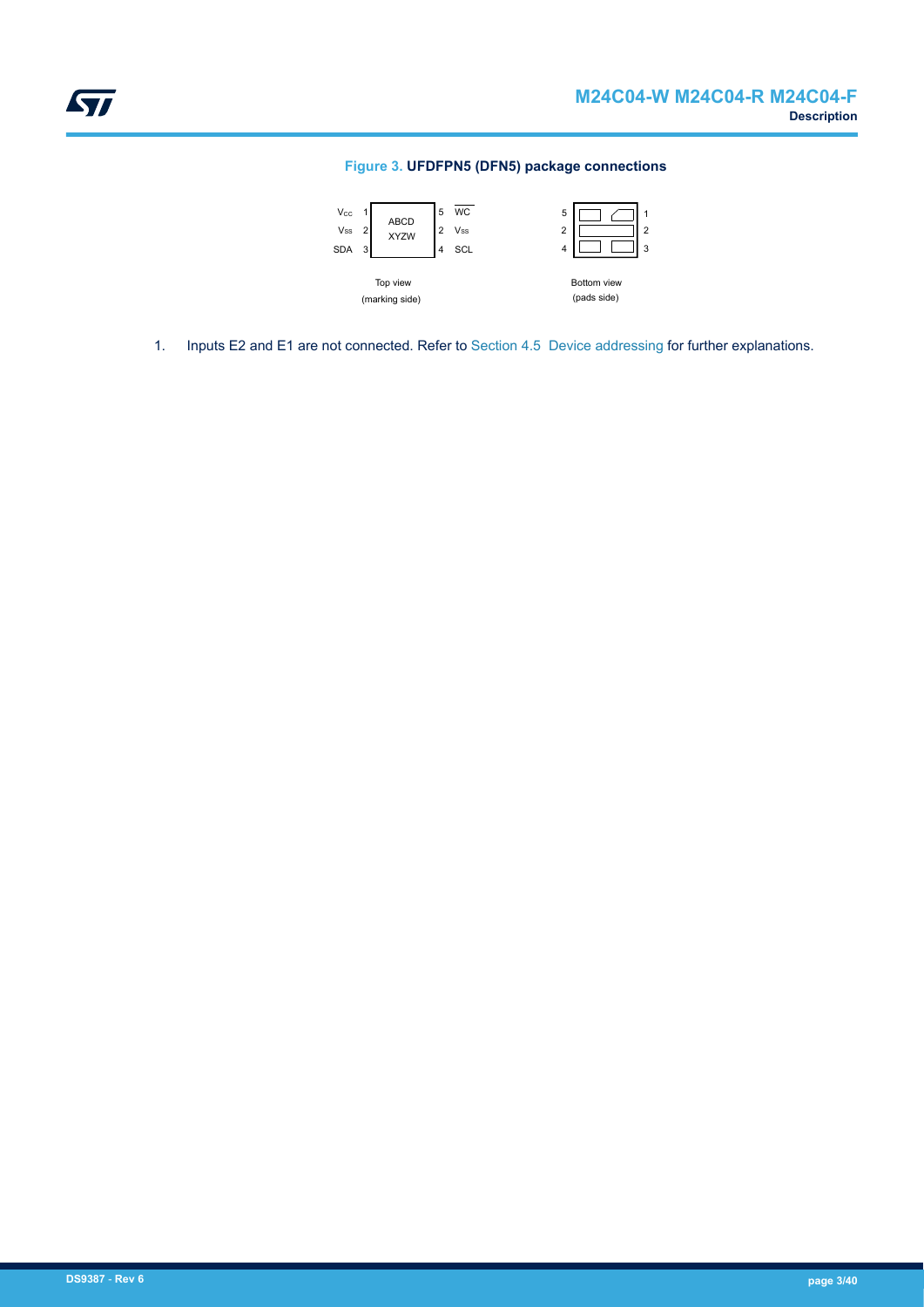**Figure 3. UFDFPN5 (DFN5) package connections**

| Pin | Name (top view) |
| --- | --- |
| 1 | $V_{CC}$ |
| 2 | $V_{SS}$ |
| 3 | SDA |
| 4 | SCL |
| 5 | $\overline{WC}$ |

ABCD XYZW

Top view (marking side)

Bottom view (pads side)

1. Inputs E2 and E1 are not connected. Refer to Section 4.5 Device addressing for further explanations.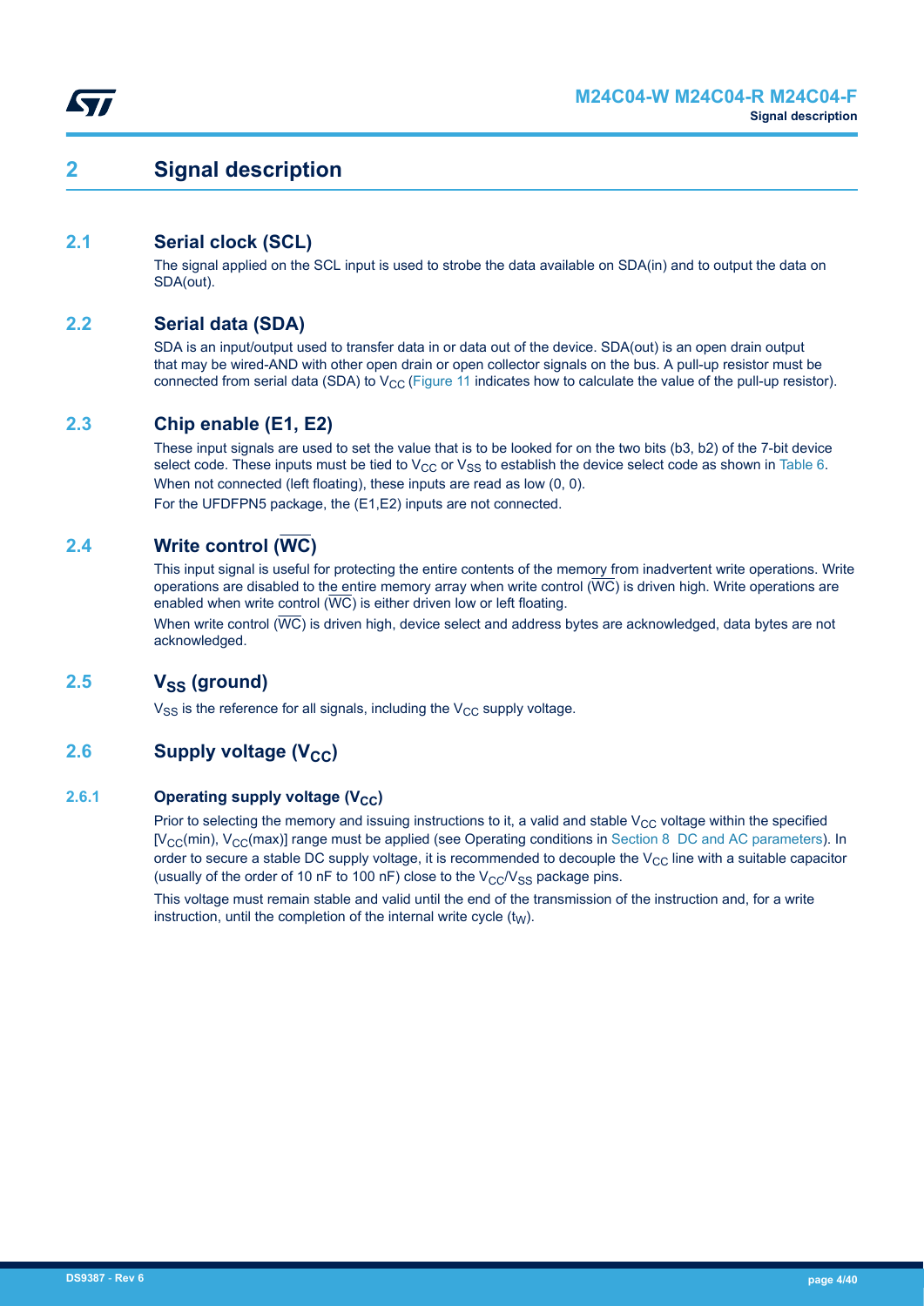# 2 Signal description

## 2.1 Serial clock (SCL)

The signal applied on the SCL input is used to strobe the data available on SDA(in) and to output the data on SDA(out).

## 2.2 Serial data (SDA)

SDA is an input/output used to transfer data in or data out of the device. SDA(out) is an open drain output that may be wired-AND with other open drain or open collector signals on the bus. A pull-up resistor must be connected from serial data (SDA) to $V_{CC}$ (Figure 11 indicates how to calculate the value of the pull-up resistor).

## 2.3 Chip enable (E1, E2)

These input signals are used to set the value that is to be looked for on the two bits (b3, b2) of the 7-bit device select code. These inputs must be tied to $V_{CC}$ or $V_{SS}$ to establish the device select code as shown in Table 6.

When not connected (left floating), these inputs are read as low (0, 0).

For the UFDFPN5 package, the (E1,E2) inputs are not connected.

## 2.4 Write control ($\overline{WC}$)

This input signal is useful for protecting the entire contents of the memory from inadvertent write operations. Write operations are disabled to the entire memory array when write control ($\overline{WC}$) is driven high. Write operations are enabled when write control ($\overline{WC}$) is either driven low or left floating.

When write control ($\overline{WC}$) is driven high, device select and address bytes are acknowledged, data bytes are not acknowledged.

## 2.5 $V_{SS}$ (ground)

$V_{SS}$ is the reference for all signals, including the $V_{CC}$ supply voltage.

## 2.6 Supply voltage ($V_{CC}$)

### 2.6.1 Operating supply voltage ($V_{CC}$)

Prior to selecting the memory and issuing instructions to it, a valid and stable $V_{CC}$ voltage within the specified [$V_{CC}$(min), $V_{CC}$(max)] range must be applied (see Operating conditions in Section 8 DC and AC parameters). In order to secure a stable DC supply voltage, it is recommended to decouple the $V_{CC}$ line with a suitable capacitor (usually of the order of 10 nF to 100 nF) close to the $V_{CC}$/$V_{SS}$ package pins.

This voltage must remain stable and valid until the end of the transmission of the instruction and, for a write instruction, until the completion of the internal write cycle ($t_W$).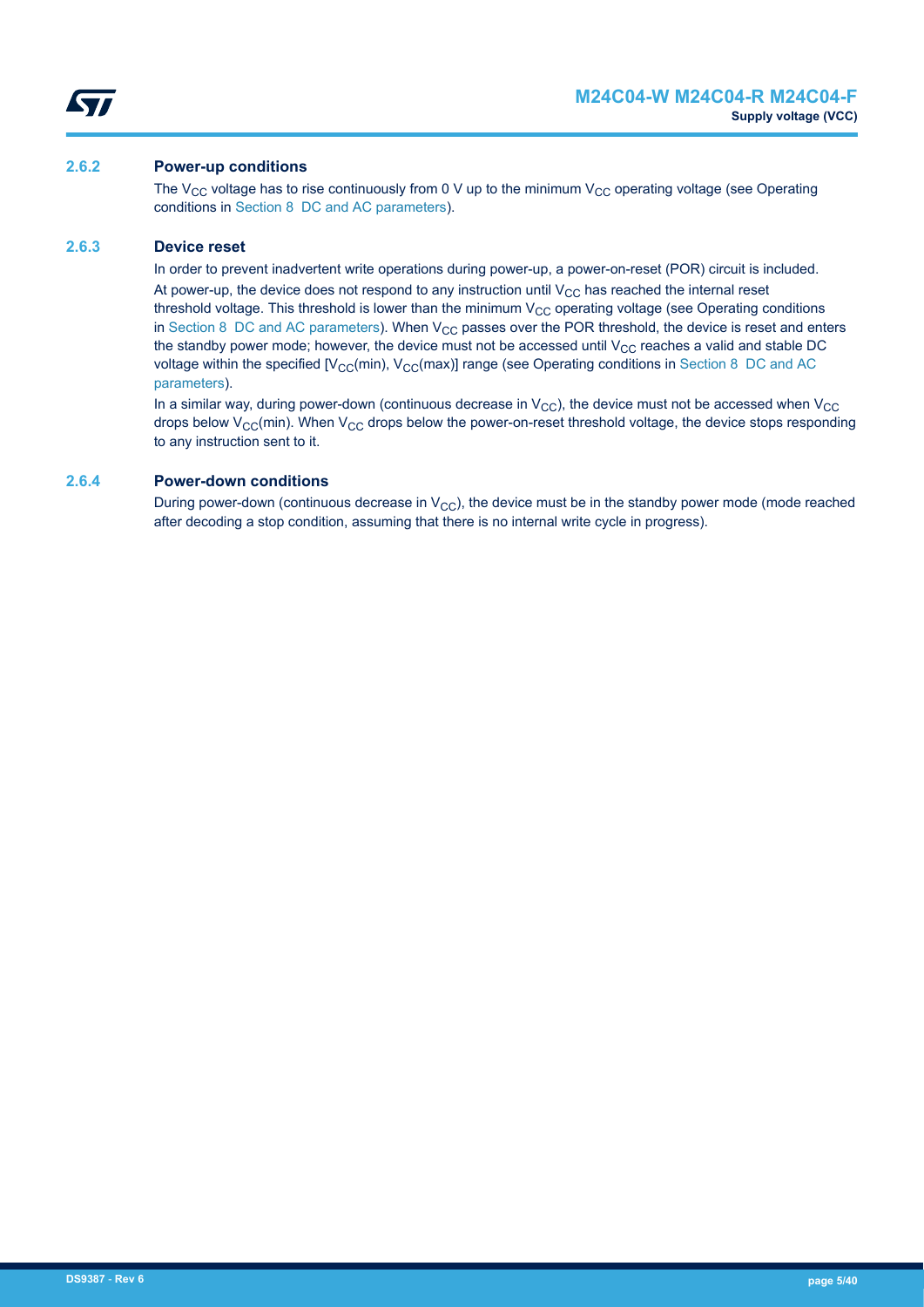### 2.6.2 Power-up conditions

The $V_{CC}$ voltage has to rise continuously from 0 V up to the minimum $V_{CC}$ operating voltage (see Operating conditions in Section 8 DC and AC parameters).

### 2.6.3 Device reset

In order to prevent inadvertent write operations during power-up, a power-on-reset (POR) circuit is included.

At power-up, the device does not respond to any instruction until $V_{CC}$ has reached the internal reset threshold voltage. This threshold is lower than the minimum $V_{CC}$ operating voltage (see Operating conditions in Section 8 DC and AC parameters). When $V_{CC}$ passes over the POR threshold, the device is reset and enters the standby power mode; however, the device must not be accessed until $V_{CC}$ reaches a valid and stable DC voltage within the specified [$V_{CC}$(min), $V_{CC}$(max)] range (see Operating conditions in Section 8 DC and AC parameters).

In a similar way, during power-down (continuous decrease in $V_{CC}$), the device must not be accessed when $V_{CC}$ drops below $V_{CC}$(min). When $V_{CC}$ drops below the power-on-reset threshold voltage, the device stops responding to any instruction sent to it.

### 2.6.4 Power-down conditions

During power-down (continuous decrease in $V_{CC}$), the device must be in the standby power mode (mode reached after decoding a stop condition, assuming that there is no internal write cycle in progress).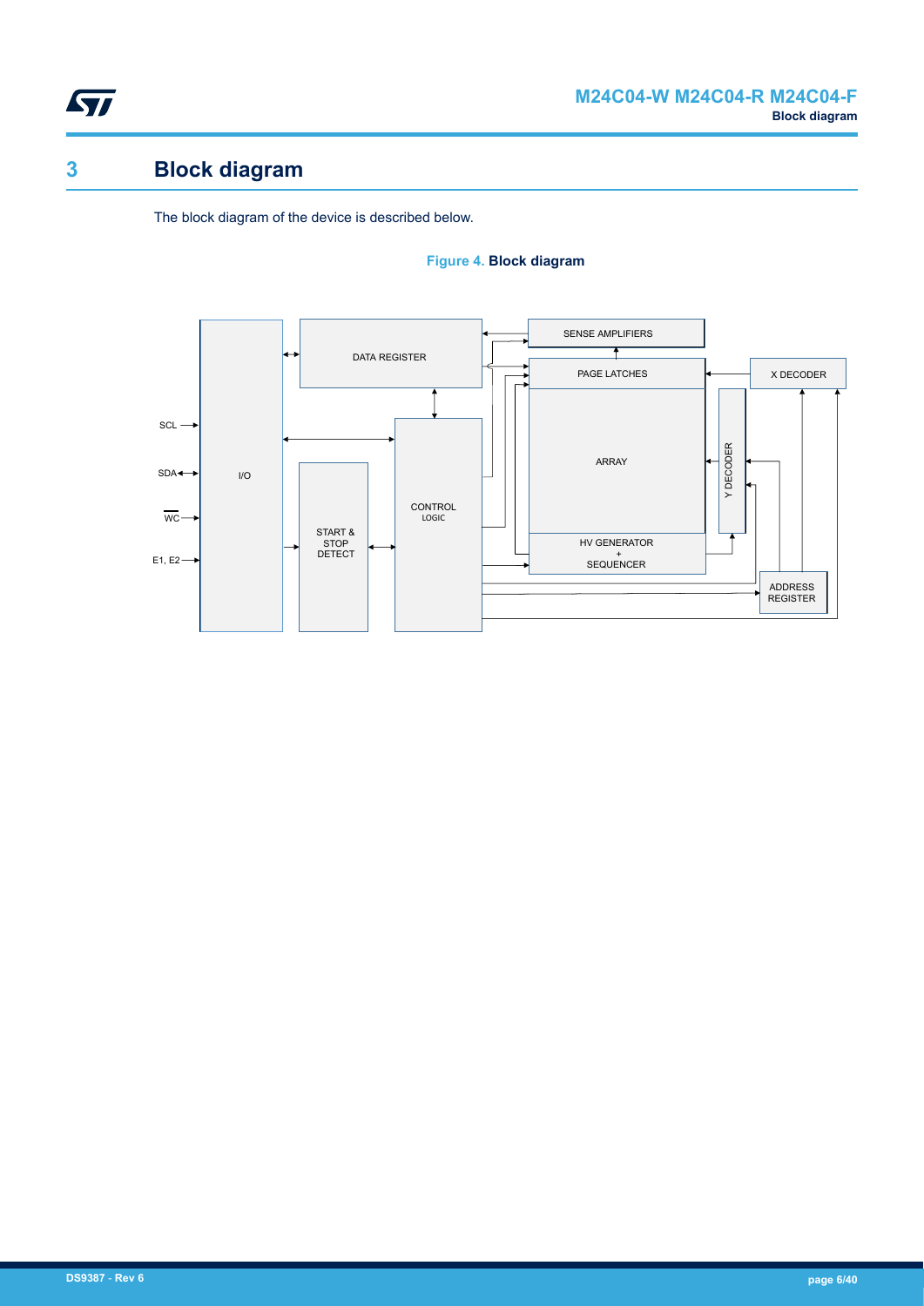# 3 Block diagram

The block diagram of the device is described below.

**Figure 4. Block diagram**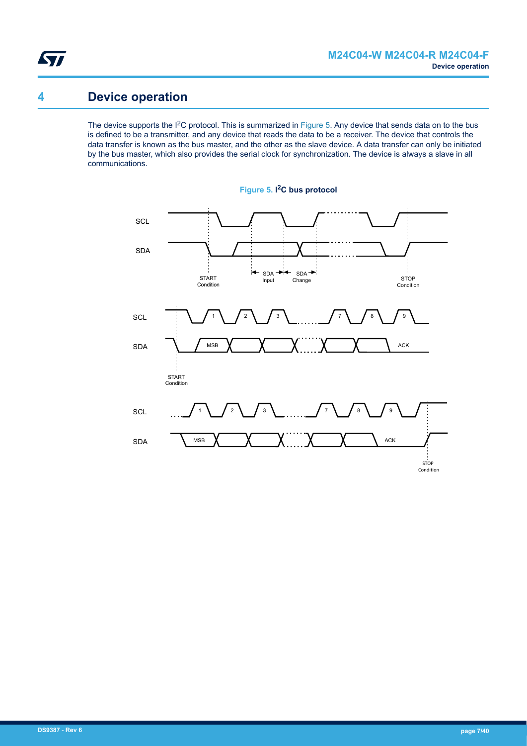# 4 Device operation

The device supports the I²C protocol. This is summarized in Figure 5. Any device that sends data on to the bus is defined to be a transmitter, and any device that reads the data to be a receiver. The device that controls the data transfer is known as the bus master, and the other as the slave device. A data transfer can only be initiated by the bus master, which also provides the serial clock for synchronization. The device is always a slave in all communications.

**Figure 5. I²C bus protocol**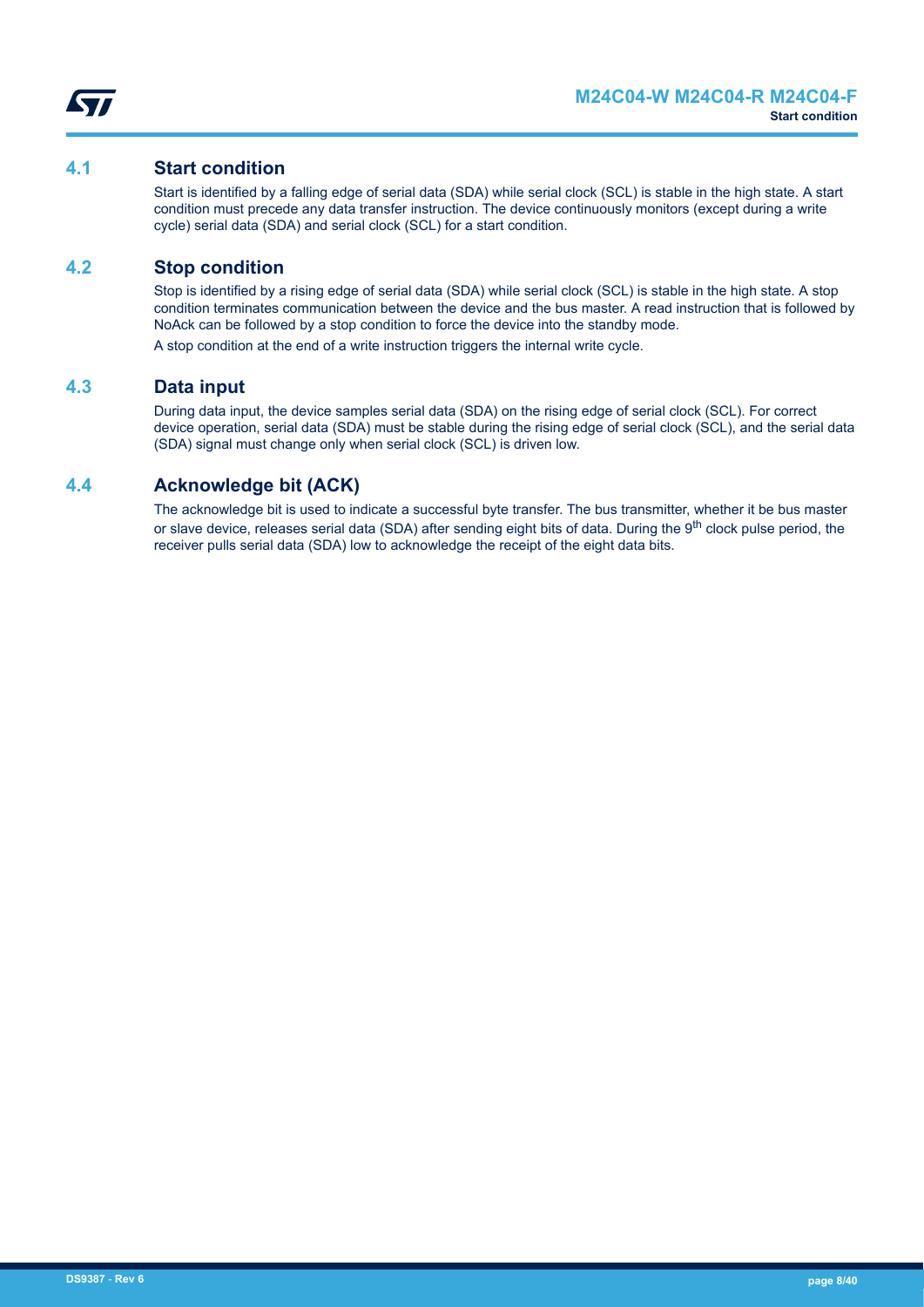## 4.1 Start condition

Start is identified by a falling edge of serial data (SDA) while serial clock (SCL) is stable in the high state. A start condition must precede any data transfer instruction. The device continuously monitors (except during a write cycle) serial data (SDA) and serial clock (SCL) for a start condition.

## 4.2 Stop condition

Stop is identified by a rising edge of serial data (SDA) while serial clock (SCL) is stable in the high state. A stop condition terminates communication between the device and the bus master. A read instruction that is followed by NoAck can be followed by a stop condition to force the device into the standby mode.

A stop condition at the end of a write instruction triggers the internal write cycle.

## 4.3 Data input

During data input, the device samples serial data (SDA) on the rising edge of serial clock (SCL). For correct device operation, serial data (SDA) must be stable during the rising edge of serial clock (SCL), and the serial data (SDA) signal must change only when serial clock (SCL) is driven low.

## 4.4 Acknowledge bit (ACK)

The acknowledge bit is used to indicate a successful byte transfer. The bus transmitter, whether it be bus master or slave device, releases serial data (SDA) after sending eight bits of data. During the $9^{th}$ clock pulse period, the receiver pulls serial data (SDA) low to acknowledge the receipt of the eight data bits.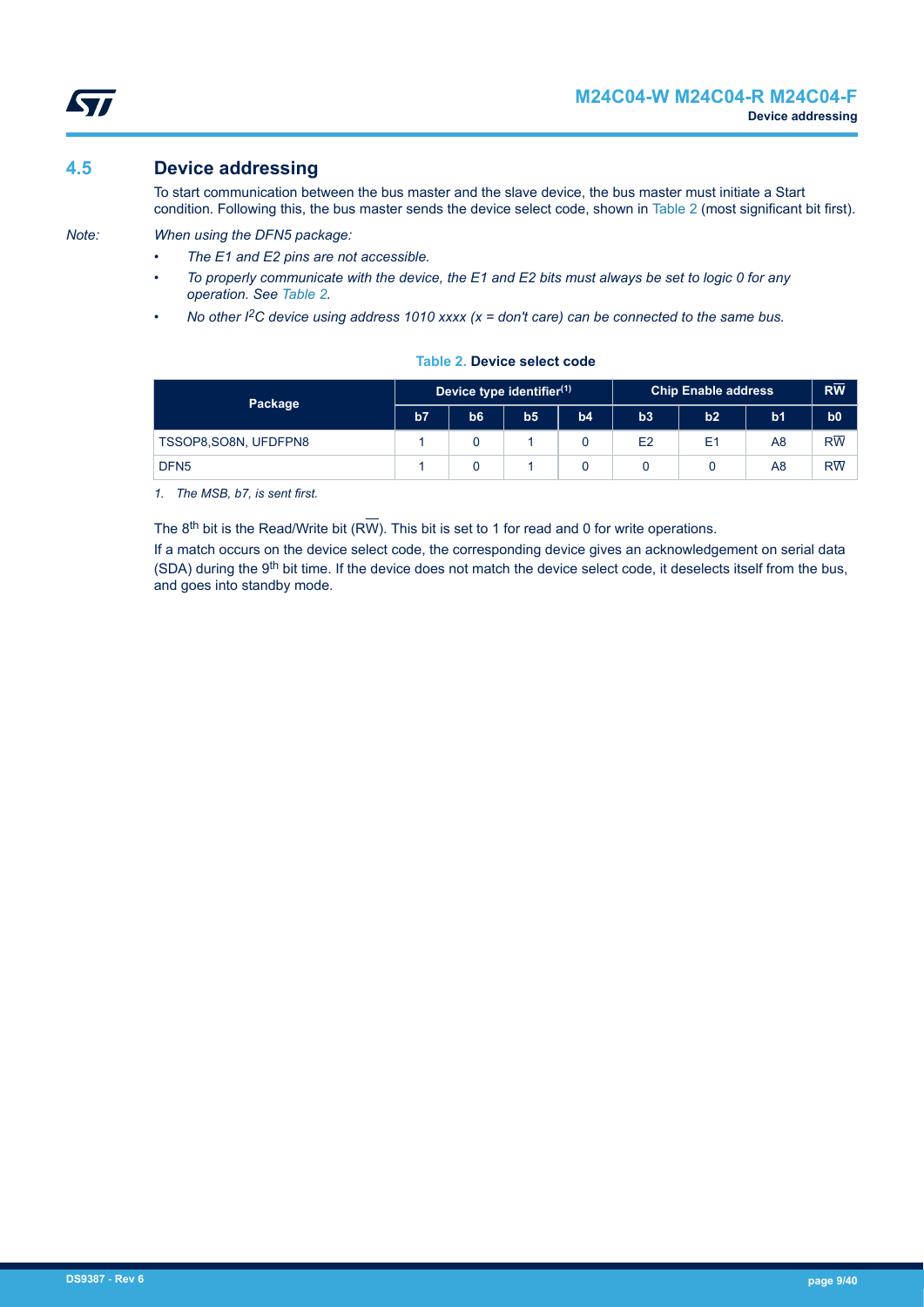## 4.5 Device addressing

To start communication between the bus master and the slave device, the bus master must initiate a Start condition. Following this, the bus master sends the device select code, shown in Table 2 (most significant bit first).

*Note:* *When using the DFN5 package:*

- *The E1 and E2 pins are not accessible.*
- *To properly communicate with the device, the E1 and E2 bits must always be set to logic 0 for any operation. See Table 2.*
- *No other $I^2C$ device using address 1010 xxxx (x = don't care) can be connected to the same bus.*

**Table 2. Device select code**

| Package | Device type identifier(1) | | | | Chip Enable address | | | $R\overline{W}$ |
|---|---|---|---|---|---|---|---|---|
| | b7 | b6 | b5 | b4 | b3 | b2 | b1 | b0 |
| TSSOP8,SO8N, UFDFPN8 | 1 | 0 | 1 | 0 | E2 | E1 | A8 | $R\overline{W}$ |
| DFN5 | 1 | 0 | 1 | 0 | 0 | 0 | A8 | $R\overline{W}$ |

*1. The MSB, b7, is sent first.*

The 8th bit is the Read/Write bit ($R\overline{W}$). This bit is set to 1 for read and 0 for write operations.

If a match occurs on the device select code, the corresponding device gives an acknowledgement on serial data (SDA) during the 9th bit time. If the device does not match the device select code, it deselects itself from the bus, and goes into standby mode.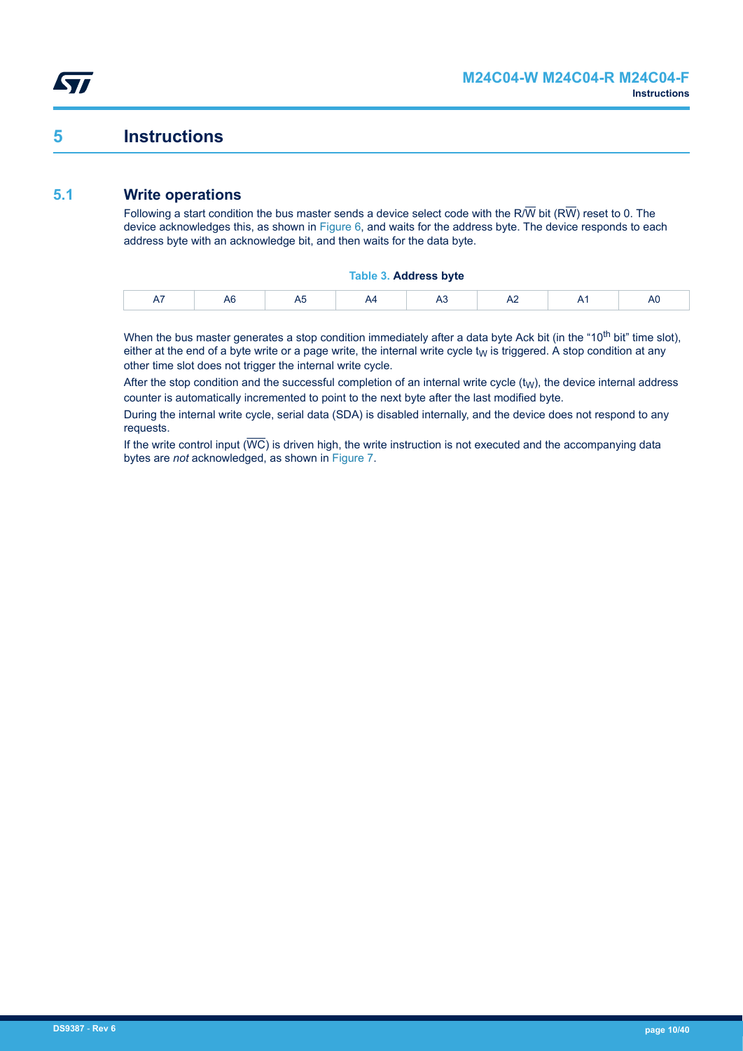# 5 Instructions

## 5.1 Write operations

Following a start condition the bus master sends a device select code with the R/$\overline{W}$ bit (R$\overline{W}$) reset to 0. The device acknowledges this, as shown in Figure 6, and waits for the address byte. The device responds to each address byte with an acknowledge bit, and then waits for the data byte.

**Table 3. Address byte**

| A7 | A6 | A5 | A4 | A3 | A2 | A1 | A0 |
|---|---|---|---|---|---|---|---|

When the bus master generates a stop condition immediately after a data byte Ack bit (in the "$10^{th}$ bit" time slot), either at the end of a byte write or a page write, the internal write cycle $t_W$ is triggered. A stop condition at any other time slot does not trigger the internal write cycle.

After the stop condition and the successful completion of an internal write cycle ($t_W$), the device internal address counter is automatically incremented to point to the next byte after the last modified byte.

During the internal write cycle, serial data (SDA) is disabled internally, and the device does not respond to any requests.

If the write control input ($\overline{WC}$) is driven high, the write instruction is not executed and the accompanying data bytes are *not* acknowledged, as shown in Figure 7.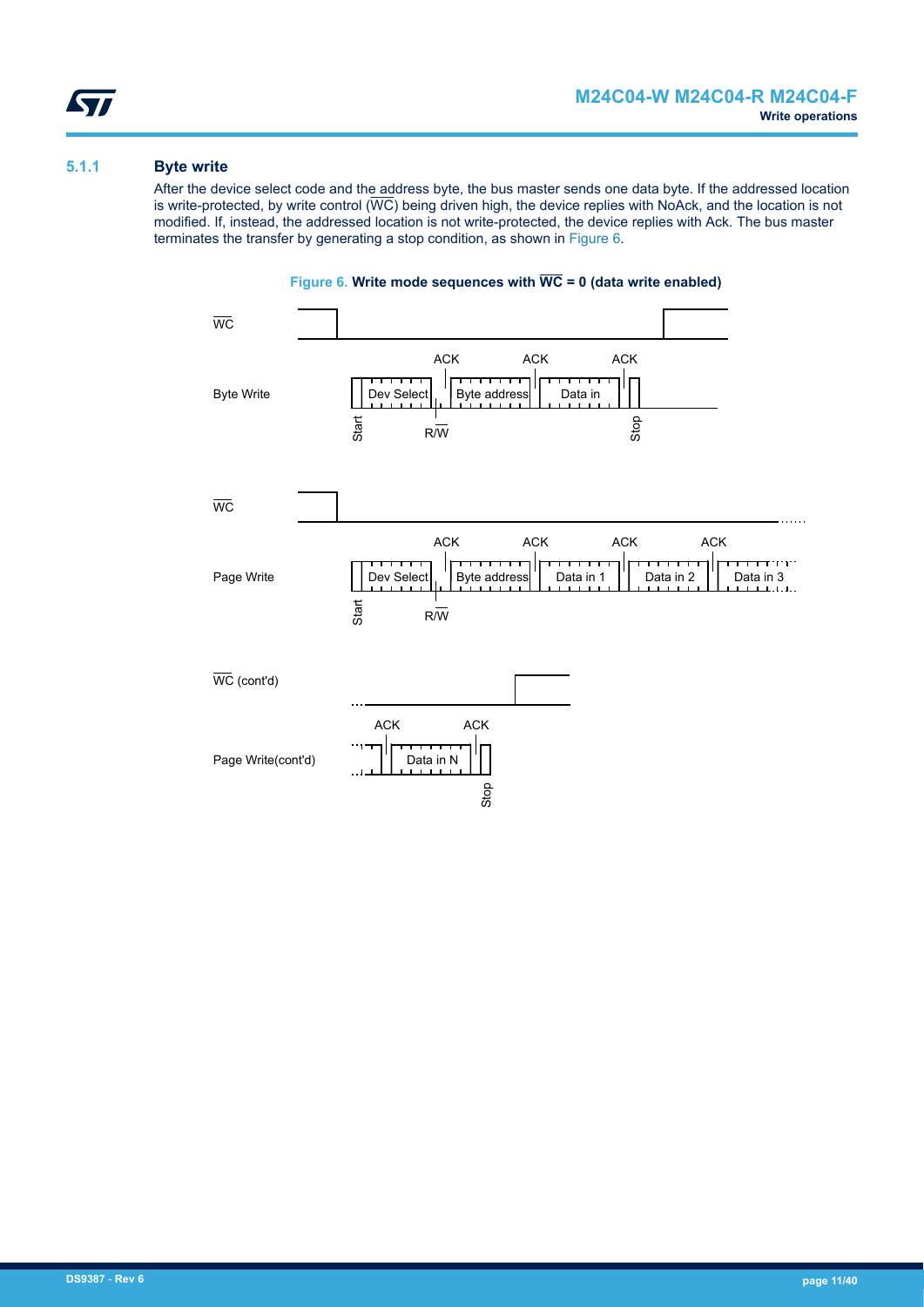### 5.1.1 Byte write

After the device select code and the address byte, the bus master sends one data byte. If the addressed location is write-protected, by write control ($\overline{WC}$) being driven high, the device replies with NoAck, and the location is not modified. If, instead, the addressed location is not write-protected, the device replies with Ack. The bus master terminates the transfer by generating a stop condition, as shown in Figure 6.

**Figure 6. Write mode sequences with $\overline{WC}$ = 0 (data write enabled)**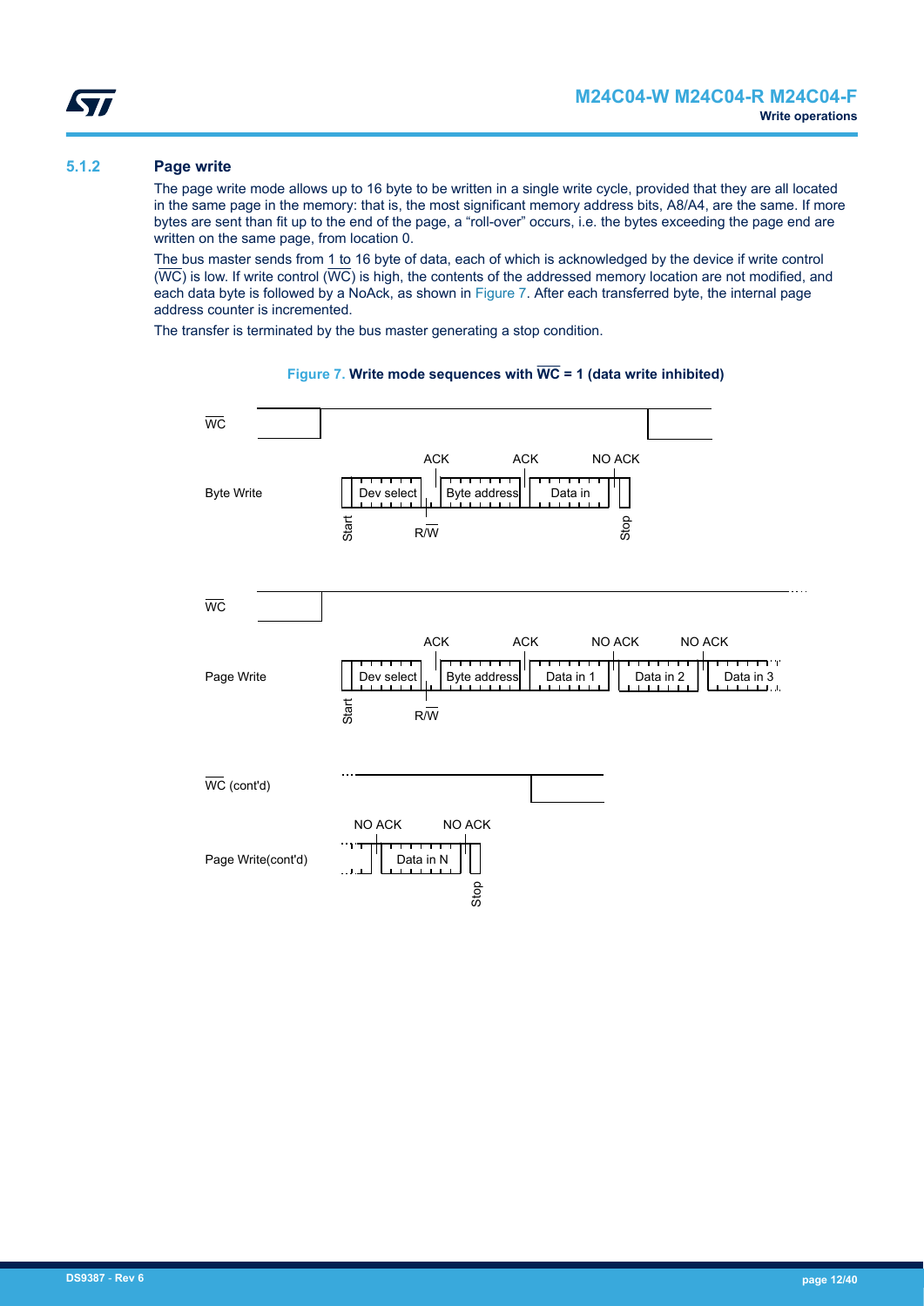### 5.1.2 Page write

The page write mode allows up to 16 byte to be written in a single write cycle, provided that they are all located in the same page in the memory: that is, the most significant memory address bits, A8/A4, are the same. If more bytes are sent than fit up to the end of the page, a “roll-over” occurs, i.e. the bytes exceeding the page end are written on the same page, from location 0.

The bus master sends from 1 to 16 byte of data, each of which is acknowledged by the device if write control ($\overline{WC}$) is low. If write control ($\overline{WC}$) is high, the contents of the addressed memory location are not modified, and each data byte is followed by a NoAck, as shown in Figure 7. After each transferred byte, the internal page address counter is incremented.

The transfer is terminated by the bus master generating a stop condition.

**Figure 7. Write mode sequences with $\overline{WC}$ = 1 (data write inhibited)**

$\overline{WC}$

Byte Write: Start, Dev select, R/$\overline{W}$, ACK, Byte address, ACK, Data in, NO ACK, Stop

$\overline{WC}$

Page Write: Start, Dev select, R/$\overline{W}$, ACK, Byte address, ACK, Data in 1, NO ACK, Data in 2, NO ACK, Data in 3

$\overline{WC}$ (cont'd)

Page Write(cont'd): NO ACK, Data in N, NO ACK, Stop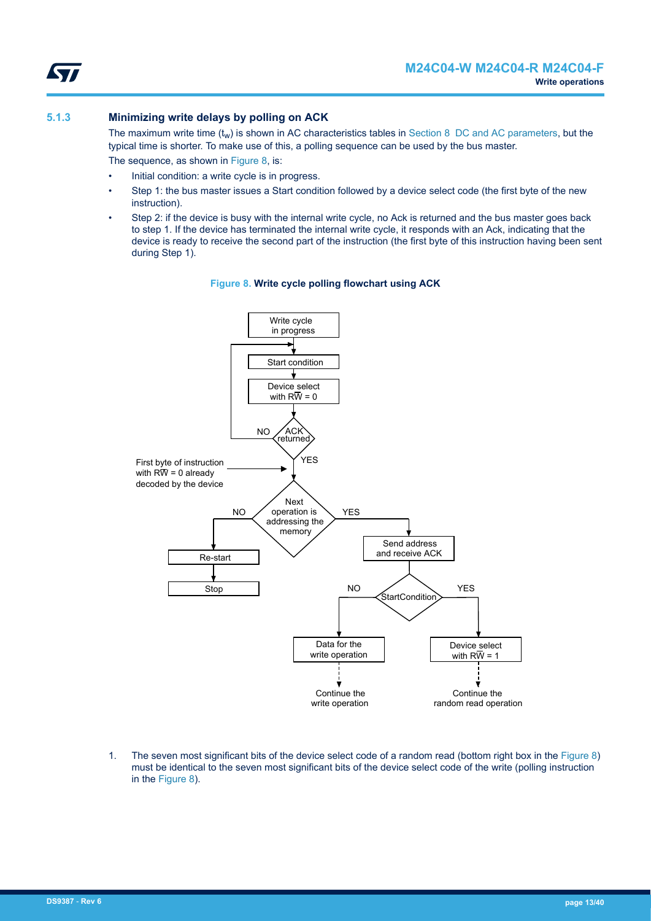### 5.1.3 Minimizing write delays by polling on ACK

The maximum write time ($t_w$) is shown in AC characteristics tables in Section 8 DC and AC parameters, but the typical time is shorter. To make use of this, a polling sequence can be used by the bus master.

The sequence, as shown in Figure 8, is:

- Initial condition: a write cycle is in progress.
- Step 1: the bus master issues a Start condition followed by a device select code (the first byte of the new instruction).
- Step 2: if the device is busy with the internal write cycle, no Ack is returned and the bus master goes back to step 1. If the device has terminated the internal write cycle, it responds with an Ack, indicating that the device is ready to receive the second part of the instruction (the first byte of this instruction having been sent during Step 1).

**Figure 8. Write cycle polling flowchart using ACK**

Write cycle in progress

Start condition

Device select with $R\overline{W}$ = 0

ACK returned (NO: back to Start condition; YES: continue)

First byte of instruction with $R\overline{W}$ = 0 already decoded by the device

Next operation is addressing the memory

NO: Re-start → Stop

YES: Send address and receive ACK → StartCondition

- NO: Data for the write operation → Continue the write operation
- YES: Device select with $R\overline{W}$ = 1 → Continue the random read operation

1. The seven most significant bits of the device select code of a random read (bottom right box in the Figure 8) must be identical to the seven most significant bits of the device select code of the write (polling instruction in the Figure 8).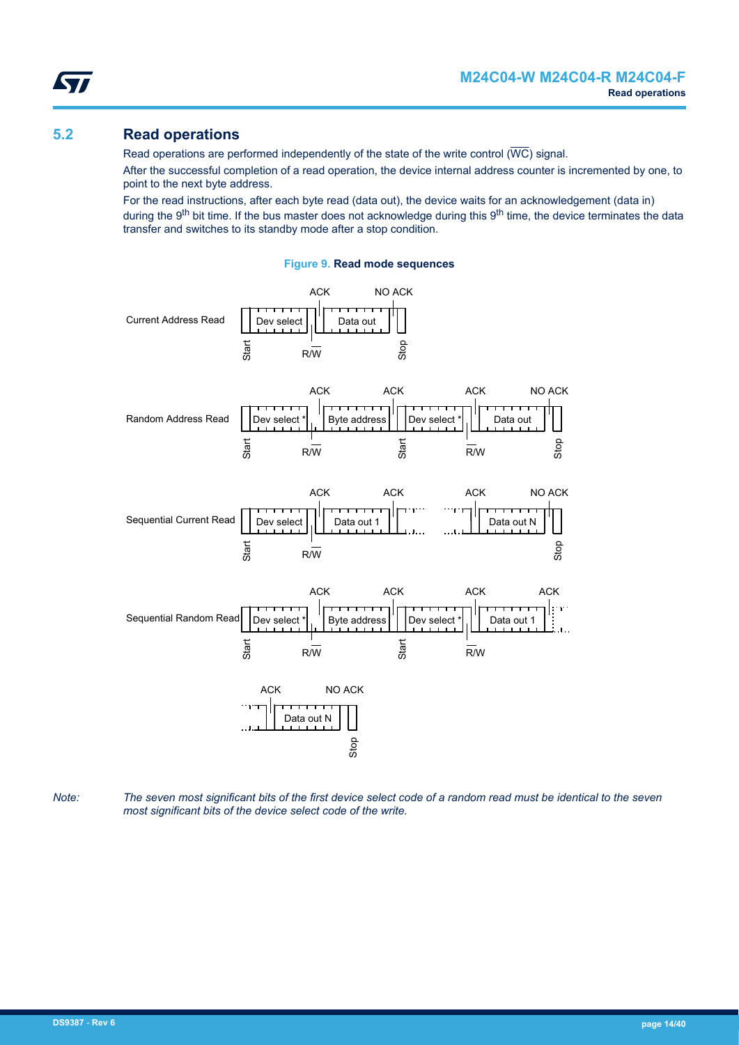## 5.2 Read operations

Read operations are performed independently of the state of the write control ($\overline{WC}$) signal.

After the successful completion of a read operation, the device internal address counter is incremented by one, to point to the next byte address.

For the read instructions, after each byte read (data out), the device waits for an acknowledgement (data in) during the 9th bit time. If the bus master does not acknowledge during this 9th time, the device terminates the data transfer and switches to its standby mode after a stop condition.

**Figure 9. Read mode sequences**

*Note: The seven most significant bits of the first device select code of a random read must be identical to the seven most significant bits of the device select code of the write.*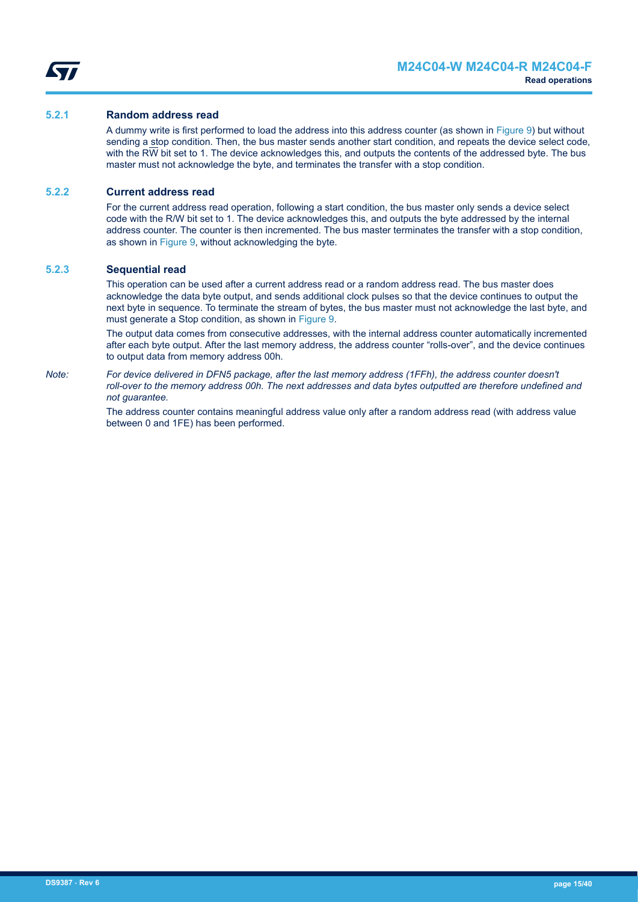### 5.2.1 Random address read

A dummy write is first performed to load the address into this address counter (as shown in Figure 9) but without sending a stop condition. Then, the bus master sends another start condition, and repeats the device select code, with the R$\overline{W}$ bit set to 1. The device acknowledges this, and outputs the contents of the addressed byte. The bus master must not acknowledge the byte, and terminates the transfer with a stop condition.

### 5.2.2 Current address read

For the current address read operation, following a start condition, the bus master only sends a device select code with the R/W bit set to 1. The device acknowledges this, and outputs the byte addressed by the internal address counter. The counter is then incremented. The bus master terminates the transfer with a stop condition, as shown in Figure 9, without acknowledging the byte.

### 5.2.3 Sequential read

This operation can be used after a current address read or a random address read. The bus master does acknowledge the data byte output, and sends additional clock pulses so that the device continues to output the next byte in sequence. To terminate the stream of bytes, the bus master must not acknowledge the last byte, and must generate a Stop condition, as shown in Figure 9.

The output data comes from consecutive addresses, with the internal address counter automatically incremented after each byte output. After the last memory address, the address counter “rolls-over”, and the device continues to output data from memory address 00h.

*Note: For device delivered in DFN5 package, after the last memory address (1FFh), the address counter doesn't roll-over to the memory address 00h. The next addresses and data bytes outputted are therefore undefined and not guarantee.*

The address counter contains meaningful address value only after a random address read (with address value between 0 and 1FE) has been performed.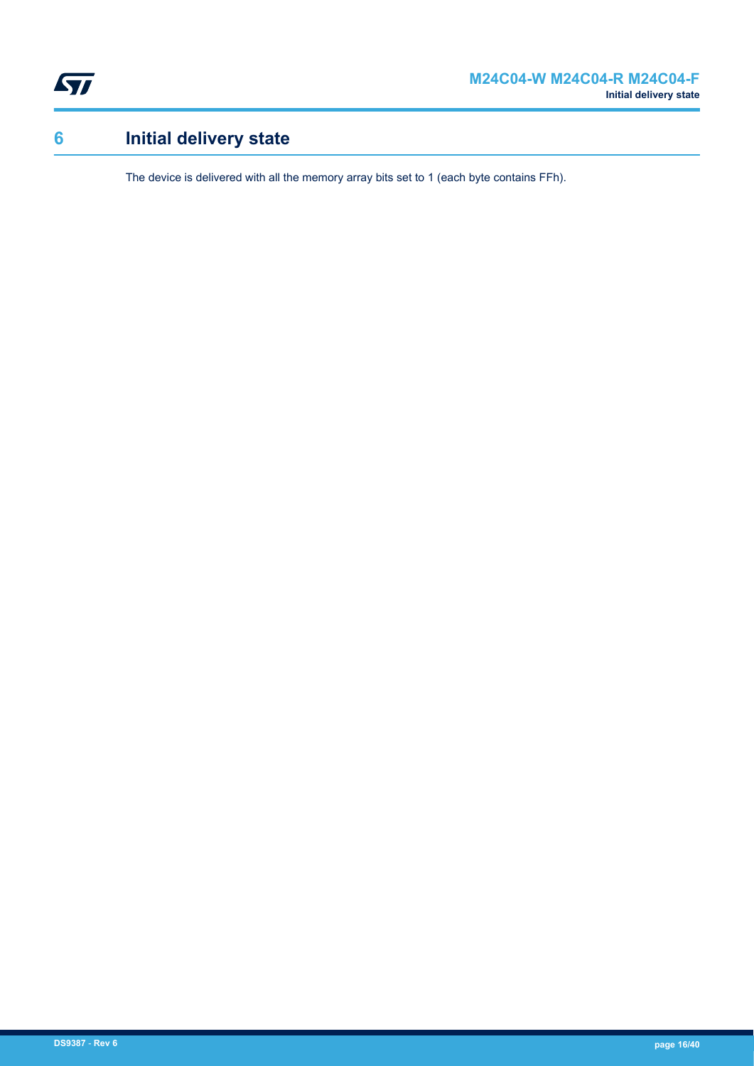# 6 Initial delivery state

The device is delivered with all the memory array bits set to 1 (each byte contains FFh).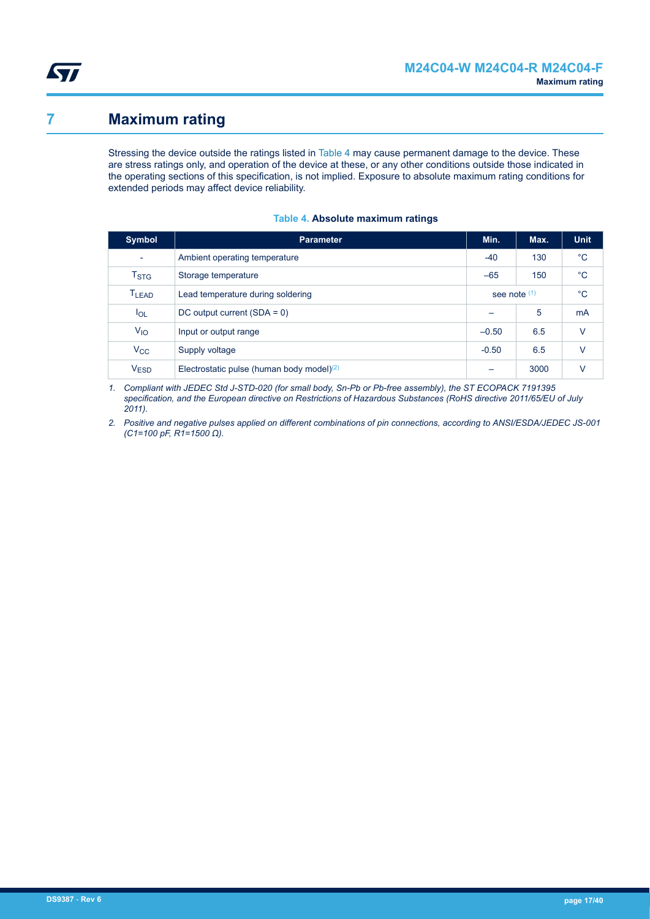# 7 Maximum rating

Stressing the device outside the ratings listed in Table 4 may cause permanent damage to the device. These are stress ratings only, and operation of the device at these, or any other conditions outside those indicated in the operating sections of this specification, is not implied. Exposure to absolute maximum rating conditions for extended periods may affect device reliability.

**Table 4. Absolute maximum ratings**

| Symbol | Parameter | Min. | Max. | Unit |
|---|---|---|---|---|
| - | Ambient operating temperature | -40 | 130 | °C |
| $T_{STG}$ | Storage temperature | –65 | 150 | °C |
| $T_{LEAD}$ | Lead temperature during soldering | see note [1] | | °C |
| $I_{OL}$ | DC output current (SDA = 0) | – | 5 | mA |
| $V_{IO}$ | Input or output range | –0.50 | 6.5 | V |
| $V_{CC}$ | Supply voltage | -0.50 | 6.5 | V |
| $V_{ESD}$ | Electrostatic pulse (human body model)[2] | – | 3000 | V |

1. *Compliant with JEDEC Std J-STD-020 (for small body, Sn-Pb or Pb-free assembly), the ST ECOPACK 7191395 specification, and the European directive on Restrictions of Hazardous Substances (RoHS directive 2011/65/EU of July 2011).*
2. *Positive and negative pulses applied on different combinations of pin connections, according to ANSI/ESDA/JEDEC JS-001 (C1=100 pF, R1=1500 Ω).*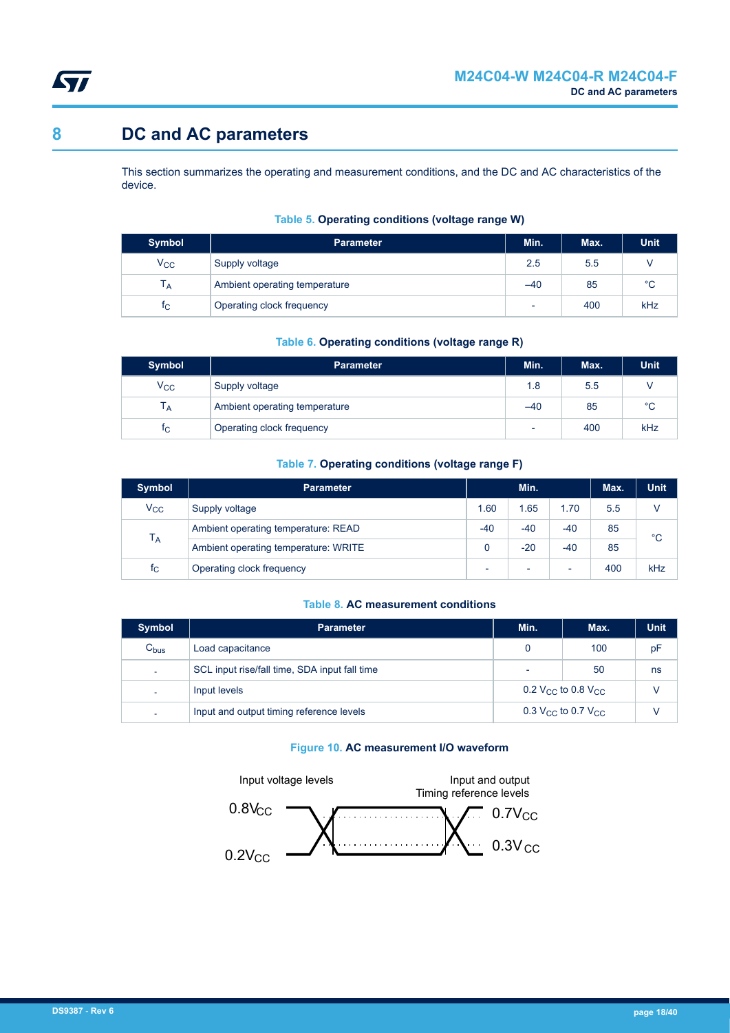# 8 DC and AC parameters

This section summarizes the operating and measurement conditions, and the DC and AC characteristics of the device.

**Table 5. Operating conditions (voltage range W)**

| Symbol | Parameter | Min. | Max. | Unit |
|---|---|---|---|---|
| $V_{CC}$ | Supply voltage | 2.5 | 5.5 | V |
| $T_A$ | Ambient operating temperature | –40 | 85 | °C |
| $f_C$ | Operating clock frequency | - | 400 | kHz |

**Table 6. Operating conditions (voltage range R)**

| Symbol | Parameter | Min. | Max. | Unit |
|---|---|---|---|---|
| $V_{CC}$ | Supply voltage | 1.8 | 5.5 | V |
| $T_A$ | Ambient operating temperature | –40 | 85 | °C |
| $f_C$ | Operating clock frequency | - | 400 | kHz |

**Table 7. Operating conditions (voltage range F)**

| Symbol | Parameter | Min. | | | Max. | Unit |
|---|---|---|---|---|---|---|
| $V_{CC}$ | Supply voltage | 1.60 | 1.65 | 1.70 | 5.5 | V |
| $T_A$ | Ambient operating temperature: READ | -40 | -40 | -40 | 85 | °C |
| | Ambient operating temperature: WRITE | 0 | -20 | -40 | 85 | |
| $f_C$ | Operating clock frequency | - | - | - | 400 | kHz |

**Table 8. AC measurement conditions**

| Symbol | Parameter | Min. | Max. | Unit |
|---|---|---|---|---|
| $C_{bus}$ | Load capacitance | 0 | 100 | pF |
| - | SCL input rise/fall time, SDA input fall time | - | 50 | ns |
| - | Input levels | 0.2 $V_{CC}$ to 0.8 $V_{CC}$ | | V |
| - | Input and output timing reference levels | 0.3 $V_{CC}$ to 0.7 $V_{CC}$ | | V |

**Figure 10. AC measurement I/O waveform**

Input voltage levels: $0.8V_{CC}$, $0.2V_{CC}$

Input and output Timing reference levels: $0.7V_{CC}$, $0.3V_{CC}$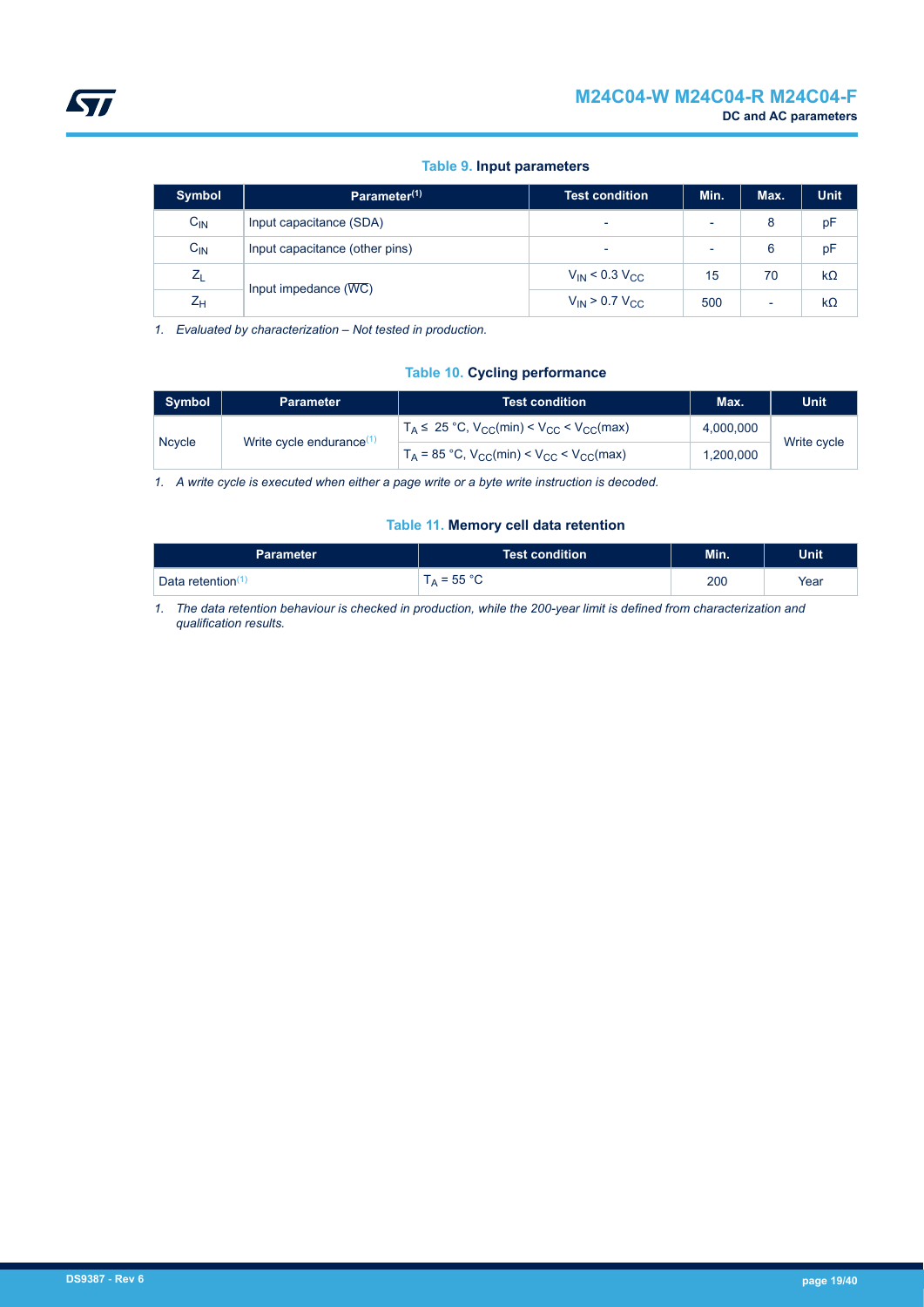**Table 9. Input parameters**

| Symbol | Parameter(1) | Test condition | Min. | Max. | Unit |
|---|---|---|---|---|---|
| $C_{IN}$ | Input capacitance (SDA) | - | - | 8 | pF |
| $C_{IN}$ | Input capacitance (other pins) | - | - | 6 | pF |
| $Z_L$ | Input impedance ($\overline{WC}$) | $V_{IN} < 0.3\ V_{CC}$ | 15 | 70 | kΩ |
| $Z_H$ | | $V_{IN} > 0.7\ V_{CC}$ | 500 | - | kΩ |

*1. Evaluated by characterization – Not tested in production.*

**Table 10. Cycling performance**

| Symbol | Parameter | Test condition | Max. | Unit |
|---|---|---|---|---|
| Ncycle | Write cycle endurance(1) | $T_A \leq$ 25 °C, $V_{CC}$(min) < $V_{CC}$ < $V_{CC}$(max) | 4,000,000 | Write cycle |
| | | $T_A$ = 85 °C, $V_{CC}$(min) < $V_{CC}$ < $V_{CC}$(max) | 1,200,000 | |

*1. A write cycle is executed when either a page write or a byte write instruction is decoded.*

**Table 11. Memory cell data retention**

| Parameter | Test condition | Min. | Unit |
|---|---|---|---|
| Data retention(1) | $T_A$ = 55 °C | 200 | Year |

*1. The data retention behaviour is checked in production, while the 200-year limit is defined from characterization and qualification results.*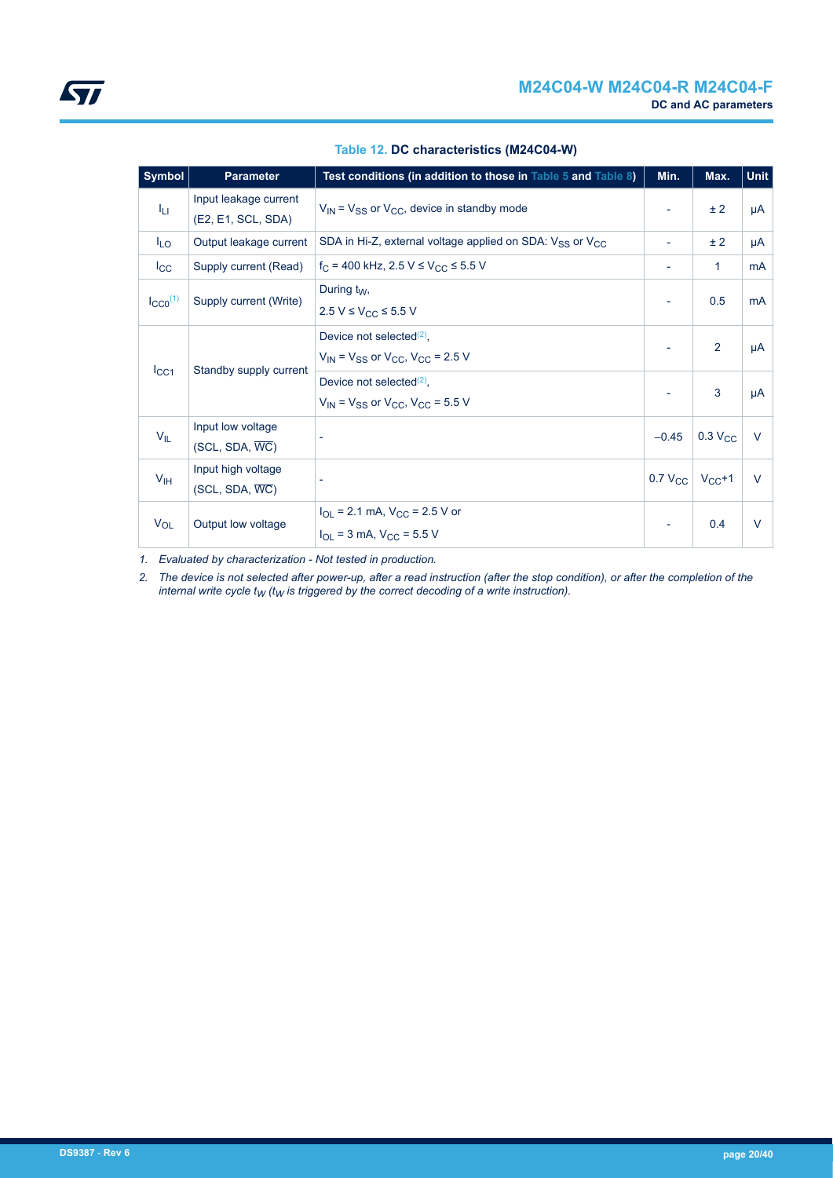**Table 12. DC characteristics (M24C04-W)**

| Symbol | Parameter | Test conditions (in addition to those in Table 5 and Table 8) | Min. | Max. | Unit |
|---|---|---|---|---|---|
| $I_{LI}$ | Input leakage current (E2, E1, SCL, SDA) | $V_{IN} = V_{SS}$ or $V_{CC}$, device in standby mode | - | ± 2 | µA |
| $I_{LO}$ | Output leakage current | SDA in Hi-Z, external voltage applied on SDA: $V_{SS}$ or $V_{CC}$ | - | ± 2 | µA |
| $I_{CC}$ | Supply current (Read) | $f_C$ = 400 kHz, 2.5 V ≤ $V_{CC}$ ≤ 5.5 V | - | 1 | mA |
| $I_{CC0}$[1] | Supply current (Write) | During $t_W$, 2.5 V ≤ $V_{CC}$ ≤ 5.5 V | - | 0.5 | mA |
| $I_{CC1}$ | Standby supply current | Device not selected[2], $V_{IN} = V_{SS}$ or $V_{CC}$, $V_{CC}$ = 2.5 V | - | 2 | µA |
| | | Device not selected[2], $V_{IN} = V_{SS}$ or $V_{CC}$, $V_{CC}$ = 5.5 V | - | 3 | µA |
| $V_{IL}$ | Input low voltage (SCL, SDA, $\overline{WC}$) | - | –0.45 | 0.3 $V_{CC}$ | V |
| $V_{IH}$ | Input high voltage (SCL, SDA, $\overline{WC}$) | - | 0.7 $V_{CC}$ | $V_{CC}$+1 | V |
| $V_{OL}$ | Output low voltage | $I_{OL}$ = 2.1 mA, $V_{CC}$ = 2.5 V or $I_{OL}$ = 3 mA, $V_{CC}$ = 5.5 V | - | 0.4 | V |

*1. Evaluated by characterization - Not tested in production.*

*2. The device is not selected after power-up, after a read instruction (after the stop condition), or after the completion of the internal write cycle $t_W$ ($t_W$ is triggered by the correct decoding of a write instruction).*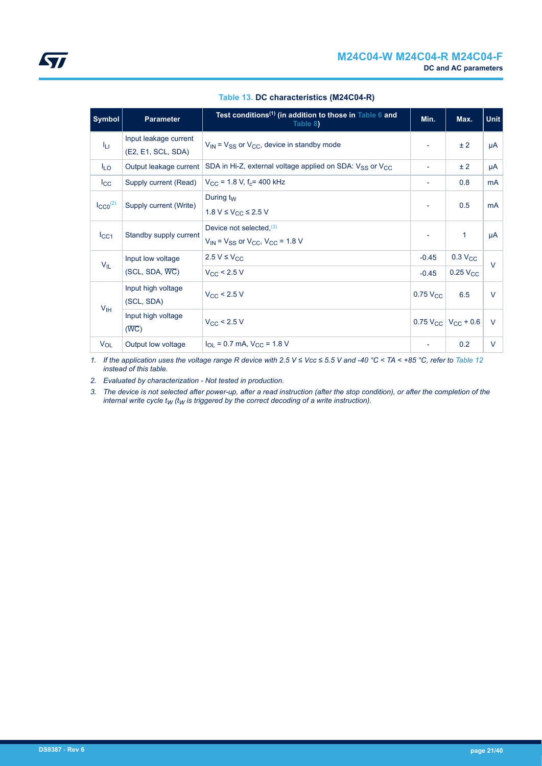**Table 13. DC characteristics (M24C04-R)**

| Symbol | Parameter | Test conditions[1] (in addition to those in Table 6 and Table 8) | Min. | Max. | Unit |
|---|---|---|---|---|---|
| $I_{LI}$ | Input leakage current (E2, E1, SCL, SDA) | $V_{IN} = V_{SS}$ or $V_{CC}$, device in standby mode | - | ± 2 | µA |
| $I_{LO}$ | Output leakage current | SDA in Hi-Z, external voltage applied on SDA: $V_{SS}$ or $V_{CC}$ | - | ± 2 | µA |
| $I_{CC}$ | Supply current (Read) | $V_{CC} = 1.8$ V, $f_c = 400$ kHz | - | 0.8 | mA |
| $I_{CC0}$[2] | Supply current (Write) | During $t_W$<br>$1.8\ V \leq V_{CC} \leq 2.5\ V$ | - | 0.5 | mA |
| $I_{CC1}$ | Standby supply current | Device not selected,[3]<br>$V_{IN} = V_{SS}$ or $V_{CC}$, $V_{CC} = 1.8$ V | - | 1 | µA |
| $V_{IL}$ | Input low voltage (SCL, SDA, $\overline{WC}$) | $2.5\ V \leq V_{CC}$ | -0.45 | 0.3 $V_{CC}$ | V |
| | | $V_{CC} < 2.5$ V | -0.45 | 0.25 $V_{CC}$ | V |
| $V_{IH}$ | Input high voltage (SCL, SDA) | $V_{CC} < 2.5$ V | 0.75 $V_{CC}$ | 6.5 | V |
| | Input high voltage ($\overline{WC}$) | $V_{CC} < 2.5$ V | 0.75 $V_{CC}$ | $V_{CC}$ + 0.6 | V |
| $V_{OL}$ | Output low voltage | $I_{OL} = 0.7$ mA, $V_{CC} = 1.8$ V | - | 0.2 | V |

1. *If the application uses the voltage range R device with 2.5 V ≤ Vcc ≤ 5.5 V and -40 °C < TA < +85 °C, refer to Table 12 instead of this table.*
2. *Evaluated by characterization - Not tested in production.*
3. *The device is not selected after power-up, after a read instruction (after the stop condition), or after the completion of the internal write cycle $t_W$ ($t_W$ is triggered by the correct decoding of a write instruction).*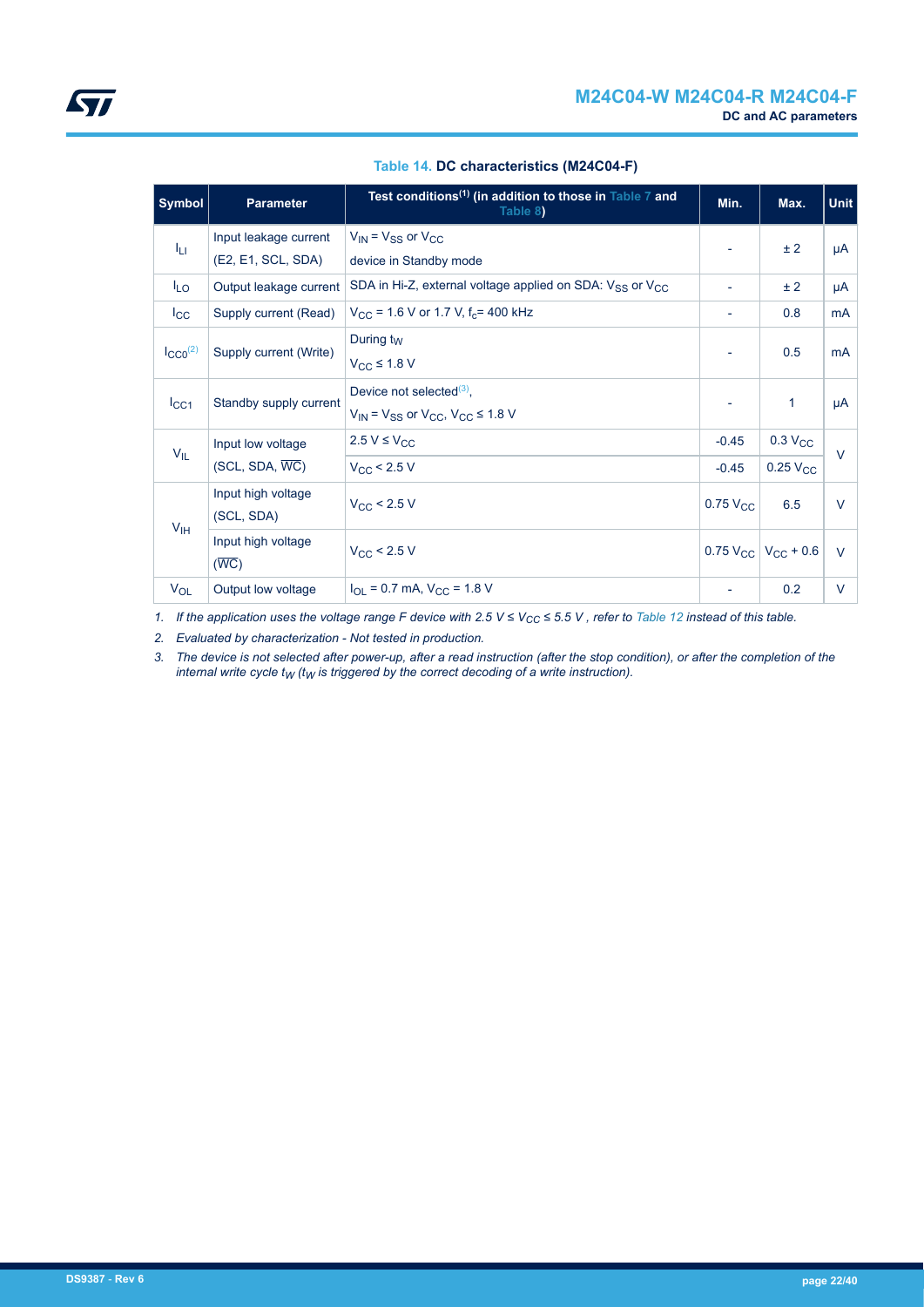**Table 14. DC characteristics (M24C04-F)**

| Symbol | Parameter | Test conditions[1] (in addition to those in Table 7 and Table 8) | Min. | Max. | Unit |
|---|---|---|---|---|---|
| $I_{LI}$ | Input leakage current (E2, E1, SCL, SDA) | $V_{IN} = V_{SS}$ or $V_{CC}$ device in Standby mode | - | ± 2 | µA |
| $I_{LO}$ | Output leakage current | SDA in Hi-Z, external voltage applied on SDA: $V_{SS}$ or $V_{CC}$ | - | ± 2 | µA |
| $I_{CC}$ | Supply current (Read) | $V_{CC}$ = 1.6 V or 1.7 V, $f_c$= 400 kHz | - | 0.8 | mA |
| $I_{CC0}$[2] | Supply current (Write) | During $t_W$ $V_{CC} \leq 1.8$ V | - | 0.5 | mA |
| $I_{CC1}$ | Standby supply current | Device not selected[3], $V_{IN} = V_{SS}$ or $V_{CC}$, $V_{CC} \leq 1.8$ V | - | 1 | µA |
| $V_{IL}$ | Input low voltage (SCL, SDA, $\overline{WC}$) | 2.5 V ≤ $V_{CC}$ | -0.45 | 0.3 $V_{CC}$ | V |
| | | $V_{CC}$ < 2.5 V | -0.45 | 0.25 $V_{CC}$ | |
| $V_{IH}$ | Input high voltage (SCL, SDA) | $V_{CC}$ < 2.5 V | 0.75 $V_{CC}$ | 6.5 | V |
| | Input high voltage ($\overline{WC}$) | $V_{CC}$ < 2.5 V | 0.75 $V_{CC}$ | $V_{CC}$ + 0.6 | V |
| $V_{OL}$ | Output low voltage | $I_{OL}$ = 0.7 mA, $V_{CC}$ = 1.8 V | - | 0.2 | V |

1. *If the application uses the voltage range F device with 2.5 V ≤ $V_{CC}$ ≤ 5.5 V , refer to Table 12 instead of this table.*
2. *Evaluated by characterization - Not tested in production.*
3. *The device is not selected after power-up, after a read instruction (after the stop condition), or after the completion of the internal write cycle $t_W$ ($t_W$ is triggered by the correct decoding of a write instruction).*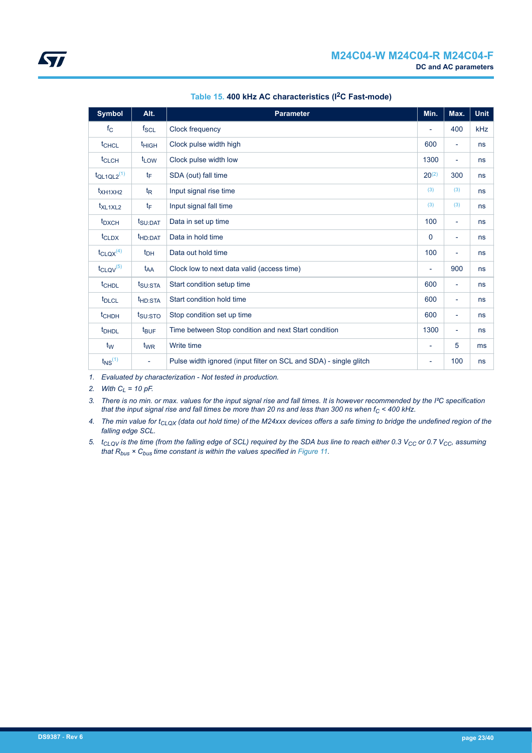Table 15. **400 kHz AC characteristics (I²C Fast-mode)**

| Symbol | Alt. | Parameter | Min. | Max. | Unit |
|---|---|---|---|---|---|
| $f_C$ | $f_{SCL}$ | Clock frequency | - | 400 | kHz |
| $t_{CHCL}$ | $t_{HIGH}$ | Clock pulse width high | 600 | - | ns |
| $t_{CLCH}$ | $t_{LOW}$ | Clock pulse width low | 1300 | - | ns |
| $t_{QL1QL2}$(1) | $t_F$ | SDA (out) fall time | 20(2) | 300 | ns |
| $t_{XH1XH2}$ | $t_R$ | Input signal rise time | (3) | (3) | ns |
| $t_{XL1XL2}$ | $t_F$ | Input signal fall time | (3) | (3) | ns |
| $t_{DXCH}$ | $t_{SU:DAT}$ | Data in set up time | 100 | - | ns |
| $t_{CLDX}$ | $t_{HD:DAT}$ | Data in hold time | 0 | - | ns |
| $t_{CLQX}$(4) | $t_{DH}$ | Data out hold time | 100 | - | ns |
| $t_{CLQV}$(5) | $t_{AA}$ | Clock low to next data valid (access time) | - | 900 | ns |
| $t_{CHDL}$ | $t_{SU:STA}$ | Start condition setup time | 600 | - | ns |
| $t_{DLCL}$ | $t_{HD:STA}$ | Start condition hold time | 600 | - | ns |
| $t_{CHDH}$ | $t_{SU:STO}$ | Stop condition set up time | 600 | - | ns |
| $t_{DHDL}$ | $t_{BUF}$ | Time between Stop condition and next Start condition | 1300 | - | ns |
| $t_W$ | $t_{WR}$ | Write time | - | 5 | ms |
| $t_{NS}$(1) | - | Pulse width ignored (input filter on SCL and SDA) - single glitch | - | 100 | ns |

1. *Evaluated by characterization - Not tested in production.*
2. *With $C_L$ = 10 pF.*
3. *There is no min. or max. values for the input signal rise and fall times. It is however recommended by the I²C specification that the input signal rise and fall times be more than 20 ns and less than 300 ns when $f_C$ < 400 kHz.*
4. *The min value for $t_{CLQX}$ (data out hold time) of the M24xxx devices offers a safe timing to bridge the undefined region of the falling edge SCL.*
5. *$t_{CLQV}$ is the time (from the falling edge of SCL) required by the SDA bus line to reach either 0.3 $V_{CC}$ or 0.7 $V_{CC}$, assuming that $R_{bus}$ × $C_{bus}$ time constant is within the values specified in Figure 11.*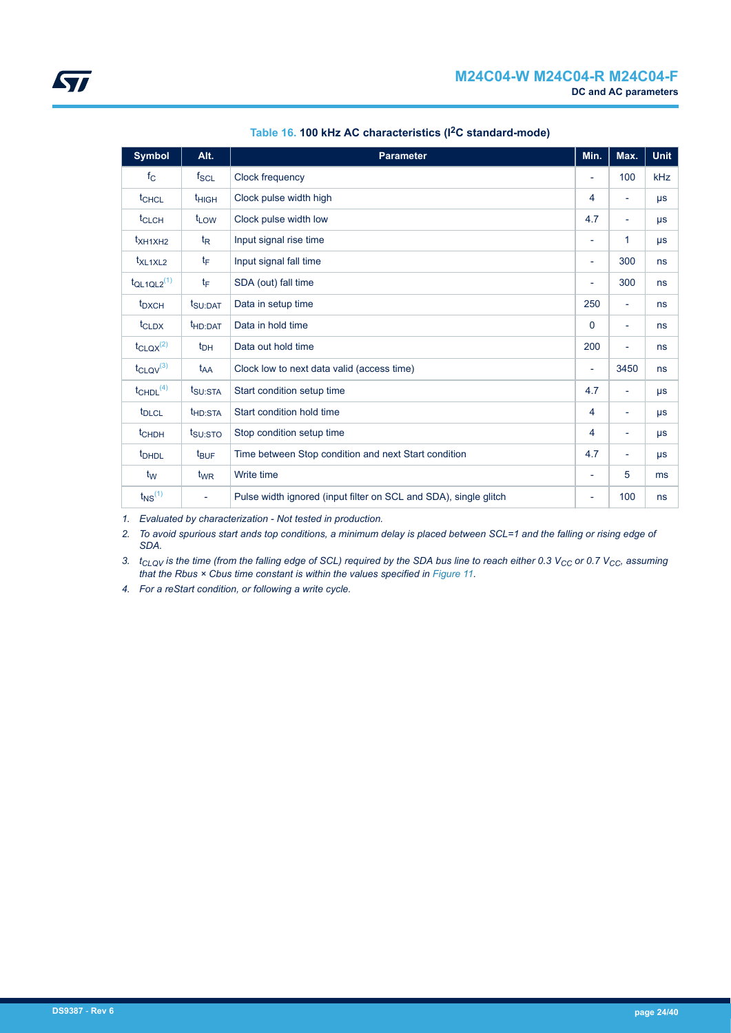**Table 16. 100 kHz AC characteristics ($I^2C$ standard-mode)**

| Symbol | Alt. | Parameter | Min. | Max. | Unit |
|---|---|---|---|---|---|
| $f_C$ | $f_{SCL}$ | Clock frequency | - | 100 | kHz |
| $t_{CHCL}$ | $t_{HIGH}$ | Clock pulse width high | 4 | - | µs |
| $t_{CLCH}$ | $t_{LOW}$ | Clock pulse width low | 4.7 | - | µs |
| $t_{XH1XH2}$ | $t_R$ | Input signal rise time | - | 1 | µs |
| $t_{XL1XL2}$ | $t_F$ | Input signal fall time | - | 300 | ns |
| $t_{QL1QL2}$(1) | $t_F$ | SDA (out) fall time | - | 300 | ns |
| $t_{DXCH}$ | $t_{SU:DAT}$ | Data in setup time | 250 | - | ns |
| $t_{CLDX}$ | $t_{HD:DAT}$ | Data in hold time | 0 | - | ns |
| $t_{CLQX}$(2) | $t_{DH}$ | Data out hold time | 200 | - | ns |
| $t_{CLQV}$(3) | $t_{AA}$ | Clock low to next data valid (access time) | - | 3450 | ns |
| $t_{CHDL}$(4) | $t_{SU:STA}$ | Start condition setup time | 4.7 | - | µs |
| $t_{DLCL}$ | $t_{HD:STA}$ | Start condition hold time | 4 | - | µs |
| $t_{CHDH}$ | $t_{SU:STO}$ | Stop condition setup time | 4 | - | µs |
| $t_{DHDL}$ | $t_{BUF}$ | Time between Stop condition and next Start condition | 4.7 | - | µs |
| $t_W$ | $t_{WR}$ | Write time | - | 5 | ms |
| $t_{NS}$(1) | - | Pulse width ignored (input filter on SCL and SDA), single glitch | - | 100 | ns |

1. *Evaluated by characterization - Not tested in production.*
2. *To avoid spurious start ands top conditions, a minimum delay is placed between SCL=1 and the falling or rising edge of SDA.*
3. *$t_{CLQV}$ is the time (from the falling edge of SCL) required by the SDA bus line to reach either 0.3 $V_{CC}$ or 0.7 $V_{CC}$, assuming that the Rbus × Cbus time constant is within the values specified in Figure 11.*
4. *For a reStart condition, or following a write cycle.*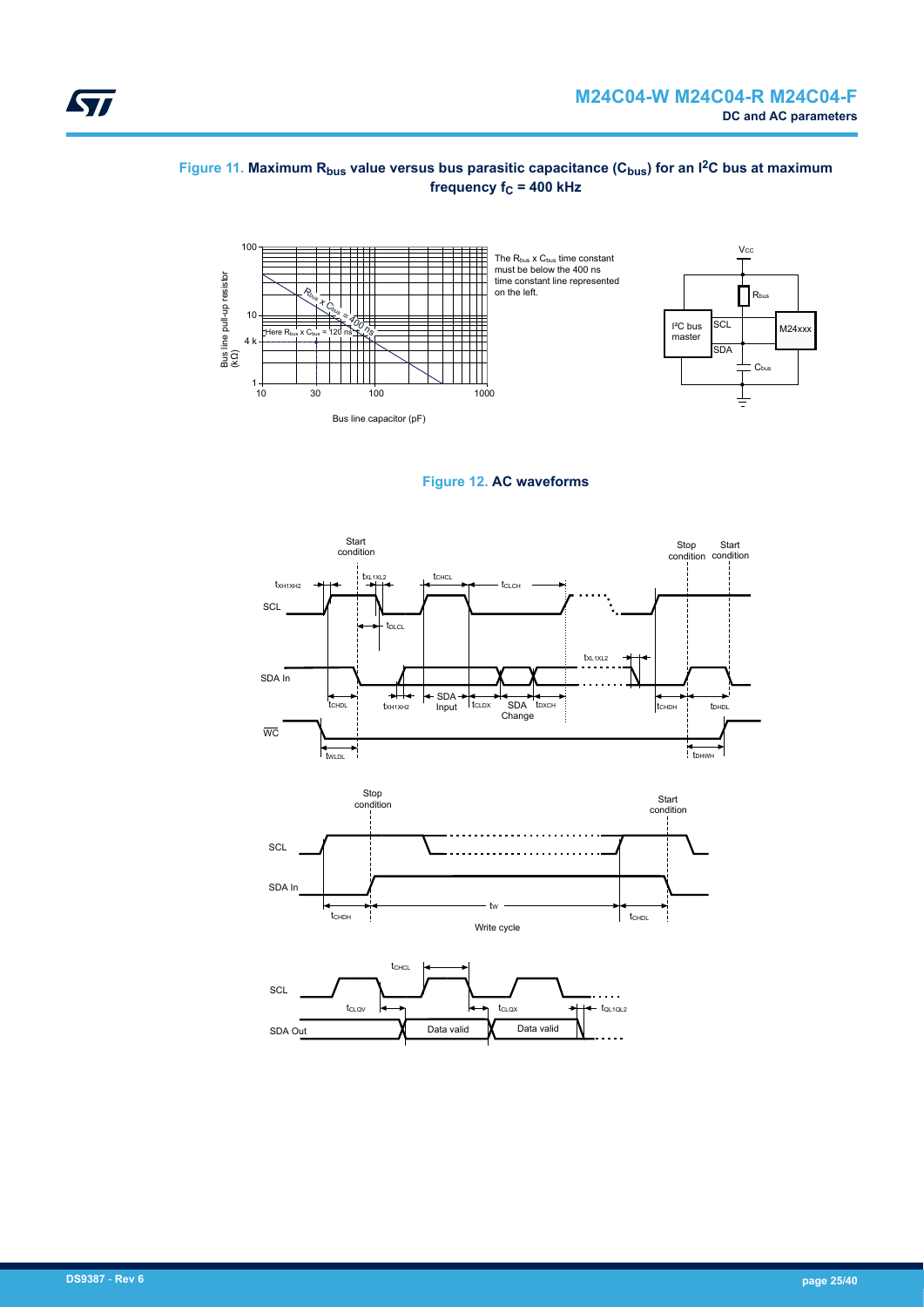#### Figure 11. Maximum $R_{bus}$ value versus bus parasitic capacitance ($C_{bus}$) for an $I^2C$ bus at maximum frequency $f_C$ = 400 kHz

The $R_{bus}$ x $C_{bus}$ time constant must be below the 400 ns time constant line represented on the left.

#### Figure 12. AC waveforms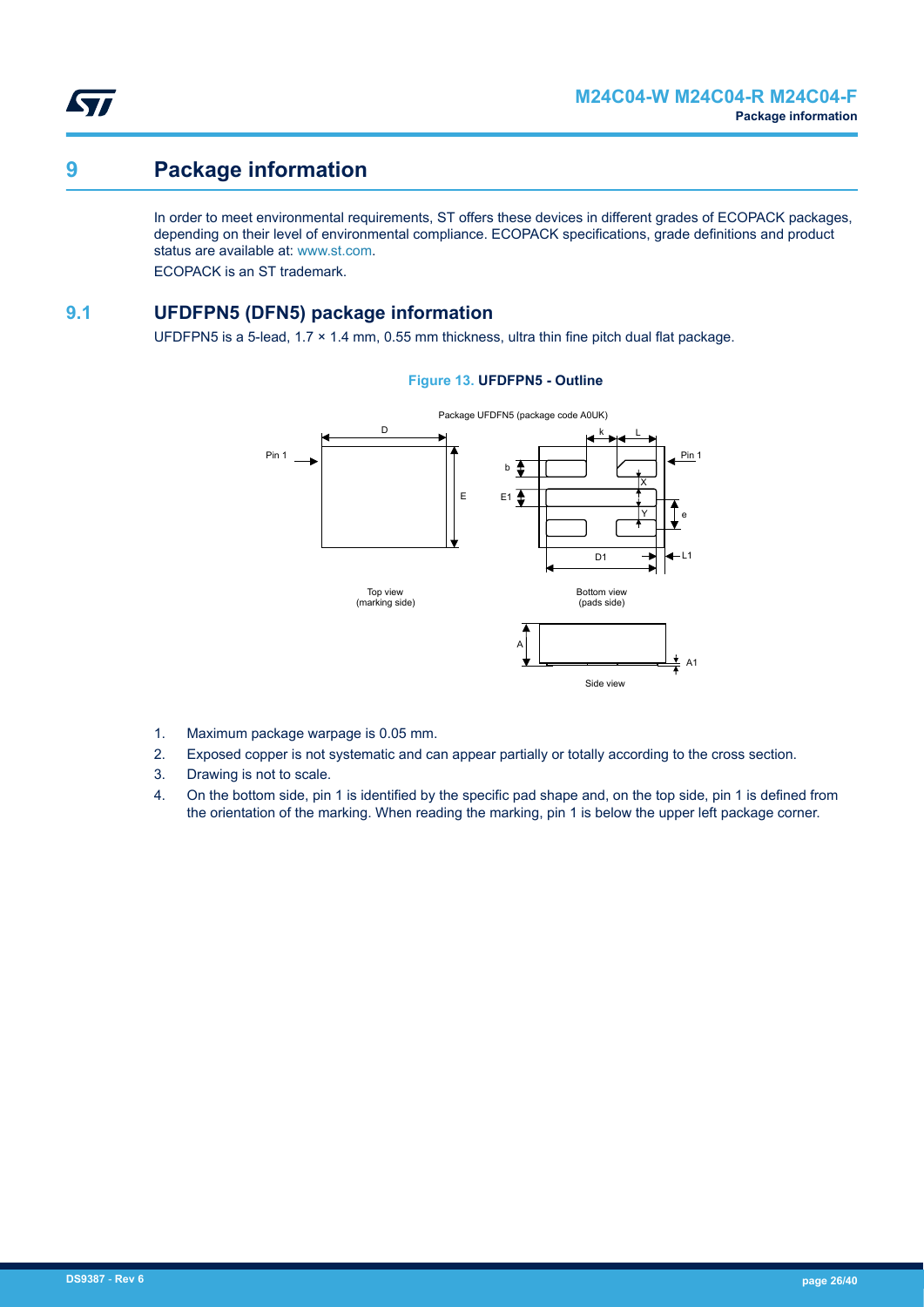# 9 Package information

In order to meet environmental requirements, ST offers these devices in different grades of ECOPACK packages, depending on their level of environmental compliance. ECOPACK specifications, grade definitions and product status are available at: www.st.com.

ECOPACK is an ST trademark.

## 9.1 UFDFPN5 (DFN5) package information

UFDFPN5 is a 5-lead, 1.7 × 1.4 mm, 0.55 mm thickness, ultra thin fine pitch dual flat package.

**Figure 13. UFDFPN5 - Outline**

1. Maximum package warpage is 0.05 mm.
2. Exposed copper is not systematic and can appear partially or totally according to the cross section.
3. Drawing is not to scale.
4. On the bottom side, pin 1 is identified by the specific pad shape and, on the top side, pin 1 is defined from the orientation of the marking. When reading the marking, pin 1 is below the upper left package corner.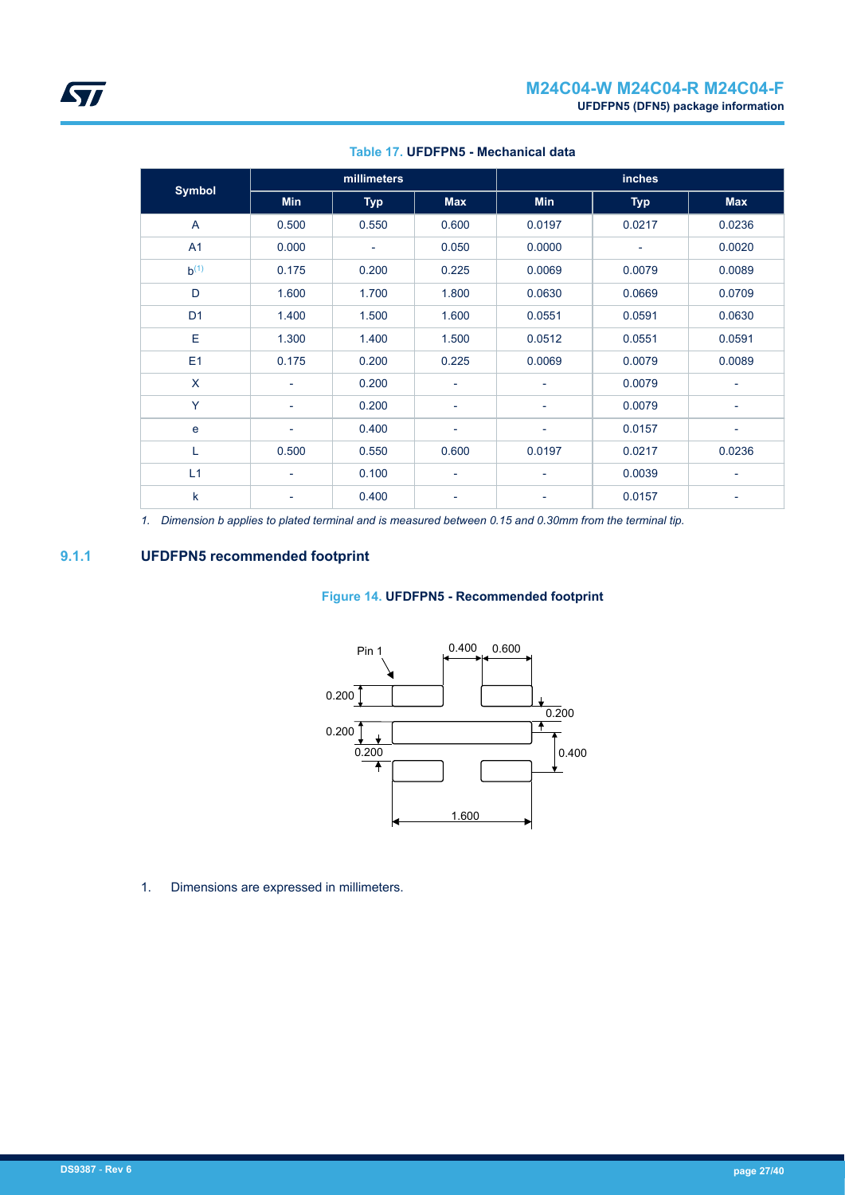**Table 17. UFDFPN5 - Mechanical data**

| Symbol | millimeters | | | inches | | |
|---|---|---|---|---|---|---|
| | Min | Typ | Max | Min | Typ | Max |
| A | 0.500 | 0.550 | 0.600 | 0.0197 | 0.0217 | 0.0236 |
| A1 | 0.000 | - | 0.050 | 0.0000 | - | 0.0020 |
| b[(1)] | 0.175 | 0.200 | 0.225 | 0.0069 | 0.0079 | 0.0089 |
| D | 1.600 | 1.700 | 1.800 | 0.0630 | 0.0669 | 0.0709 |
| D1 | 1.400 | 1.500 | 1.600 | 0.0551 | 0.0591 | 0.0630 |
| E | 1.300 | 1.400 | 1.500 | 0.0512 | 0.0551 | 0.0591 |
| E1 | 0.175 | 0.200 | 0.225 | 0.0069 | 0.0079 | 0.0089 |
| X | - | 0.200 | - | - | 0.0079 | - |
| Y | - | 0.200 | - | - | 0.0079 | - |
| e | - | 0.400 | - | - | 0.0157 | - |
| L | 0.500 | 0.550 | 0.600 | 0.0197 | 0.0217 | 0.0236 |
| L1 | - | 0.100 | - | - | 0.0039 | - |
| k | - | 0.400 | - | - | 0.0157 | - |

*1. Dimension b applies to plated terminal and is measured between 0.15 and 0.30mm from the terminal tip.*

### 9.1.1 UFDFPN5 recommended footprint

**Figure 14. UFDFPN5 - Recommended footprint**

1. Dimensions are expressed in millimeters.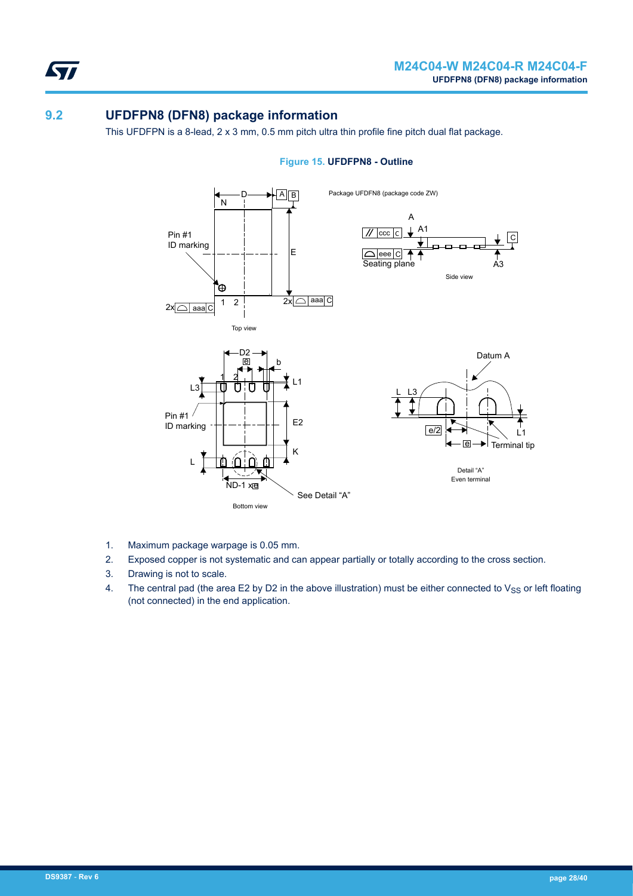## 9.2 UFDFPN8 (DFN8) package information

This UFDFPN is a 8-lead, 2 x 3 mm, 0.5 mm pitch ultra thin profile fine pitch dual flat package.

**Figure 15. UFDFPN8 - Outline**

1. Maximum package warpage is 0.05 mm.
2. Exposed copper is not systematic and can appear partially or totally according to the cross section.
3. Drawing is not to scale.
4. The central pad (the area E2 by D2 in the above illustration) must be either connected to $V_{SS}$ or left floating (not connected) in the end application.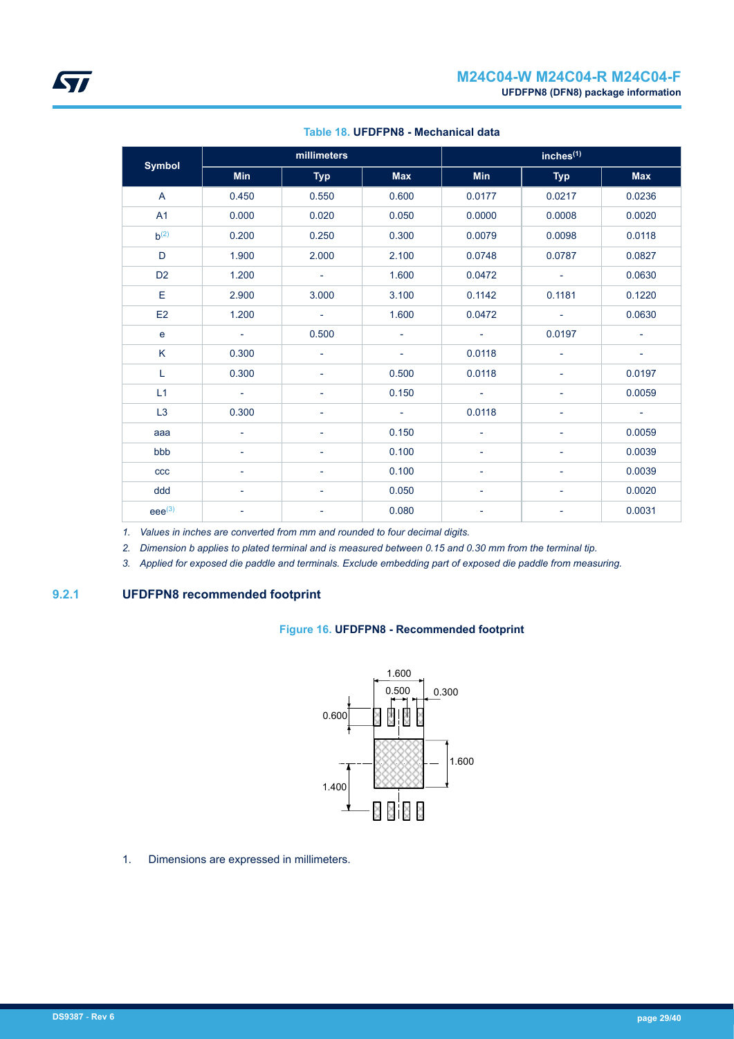**Table 18. UFDFPN8 - Mechanical data**

| Symbol | millimeters | | | inches[1] | | |
|---|---|---|---|---|---|---|
| | Min | Typ | Max | Min | Typ | Max |
| A | 0.450 | 0.550 | 0.600 | 0.0177 | 0.0217 | 0.0236 |
| A1 | 0.000 | 0.020 | 0.050 | 0.0000 | 0.0008 | 0.0020 |
| b[2] | 0.200 | 0.250 | 0.300 | 0.0079 | 0.0098 | 0.0118 |
| D | 1.900 | 2.000 | 2.100 | 0.0748 | 0.0787 | 0.0827 |
| D2 | 1.200 | - | 1.600 | 0.0472 | - | 0.0630 |
| E | 2.900 | 3.000 | 3.100 | 0.1142 | 0.1181 | 0.1220 |
| E2 | 1.200 | - | 1.600 | 0.0472 | - | 0.0630 |
| e | - | 0.500 | - | - | 0.0197 | - |
| K | 0.300 | - | - | 0.0118 | - | - |
| L | 0.300 | - | 0.500 | 0.0118 | - | 0.0197 |
| L1 | - | - | 0.150 | - | - | 0.0059 |
| L3 | 0.300 | - | - | 0.0118 | - | - |
| aaa | - | - | 0.150 | - | - | 0.0059 |
| bbb | - | - | 0.100 | - | - | 0.0039 |
| ccc | - | - | 0.100 | - | - | 0.0039 |
| ddd | - | - | 0.050 | - | - | 0.0020 |
| eee[3] | - | - | 0.080 | - | - | 0.0031 |

1. *Values in inches are converted from mm and rounded to four decimal digits.*
2. *Dimension b applies to plated terminal and is measured between 0.15 and 0.30 mm from the terminal tip.*
3. *Applied for exposed die paddle and terminals. Exclude embedding part of exposed die paddle from measuring.*

### 9.2.1 UFDFPN8 recommended footprint

**Figure 16. UFDFPN8 - Recommended footprint**

1. Dimensions are expressed in millimeters.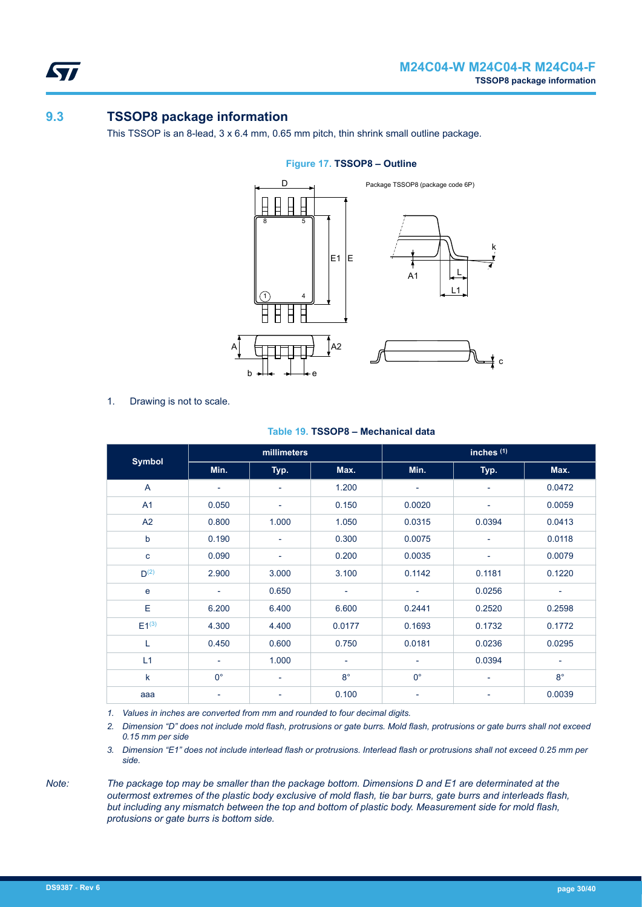## 9.3 TSSOP8 package information

This TSSOP is an 8-lead, 3 x 6.4 mm, 0.65 mm pitch, thin shrink small outline package.

**Figure 17. TSSOP8 – Outline**

1. Drawing is not to scale.

**Table 19. TSSOP8 – Mechanical data**

| Symbol | millimeters | | | inches (1) | | |
|---|---|---|---|---|---|---|
| | Min. | Typ. | Max. | Min. | Typ. | Max. |
| A | - | - | 1.200 | - | - | 0.0472 |
| A1 | 0.050 | - | 0.150 | 0.0020 | - | 0.0059 |
| A2 | 0.800 | 1.000 | 1.050 | 0.0315 | 0.0394 | 0.0413 |
| b | 0.190 | - | 0.300 | 0.0075 | - | 0.0118 |
| c | 0.090 | - | 0.200 | 0.0035 | - | 0.0079 |
| D(2) | 2.900 | 3.000 | 3.100 | 0.1142 | 0.1181 | 0.1220 |
| e | - | 0.650 | - | - | 0.0256 | - |
| E | 6.200 | 6.400 | 6.600 | 0.2441 | 0.2520 | 0.2598 |
| E1(3) | 4.300 | 4.400 | 0.0177 | 0.1693 | 0.1732 | 0.1772 |
| L | 0.450 | 0.600 | 0.750 | 0.0181 | 0.0236 | 0.0295 |
| L1 | - | 1.000 | - | - | 0.0394 | - |
| k | 0° | - | 8° | 0° | - | 8° |
| aaa | - | - | 0.100 | - | - | 0.0039 |

1. *Values in inches are converted from mm and rounded to four decimal digits.*
2. *Dimension "D" does not include mold flash, protrusions or gate burrs. Mold flash, protrusions or gate burrs shall not exceed 0.15 mm per side*
3. *Dimension "E1" does not include interlead flash or protrusions. Interlead flash or protrusions shall not exceed 0.25 mm per side.*

*Note: The package top may be smaller than the package bottom. Dimensions D and E1 are determinated at the outermost extremes of the plastic body exclusive of mold flash, tie bar burrs, gate burrs and interleads flash, but including any mismatch between the top and bottom of plastic body. Measurement side for mold flash, protusions or gate burrs is bottom side.*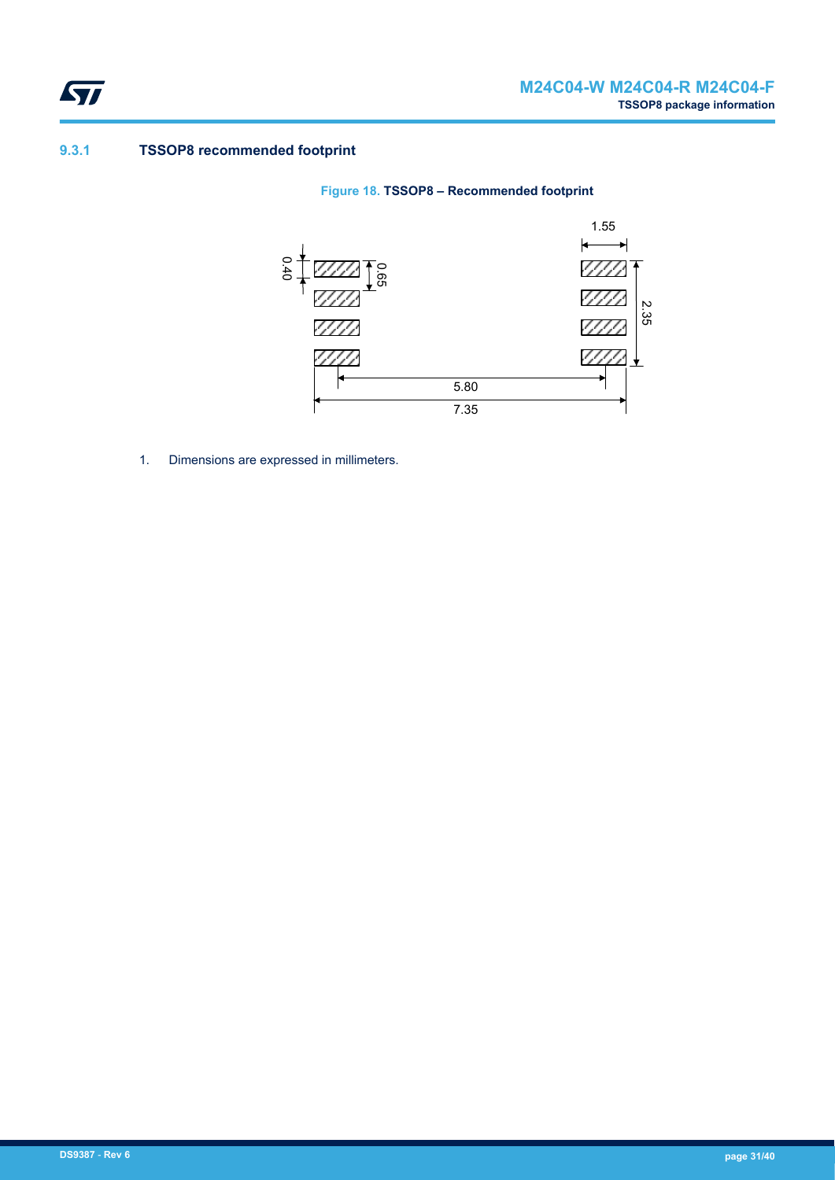### 9.3.1 TSSOP8 recommended footprint

**Figure 18. TSSOP8 – Recommended footprint**

1. Dimensions are expressed in millimeters.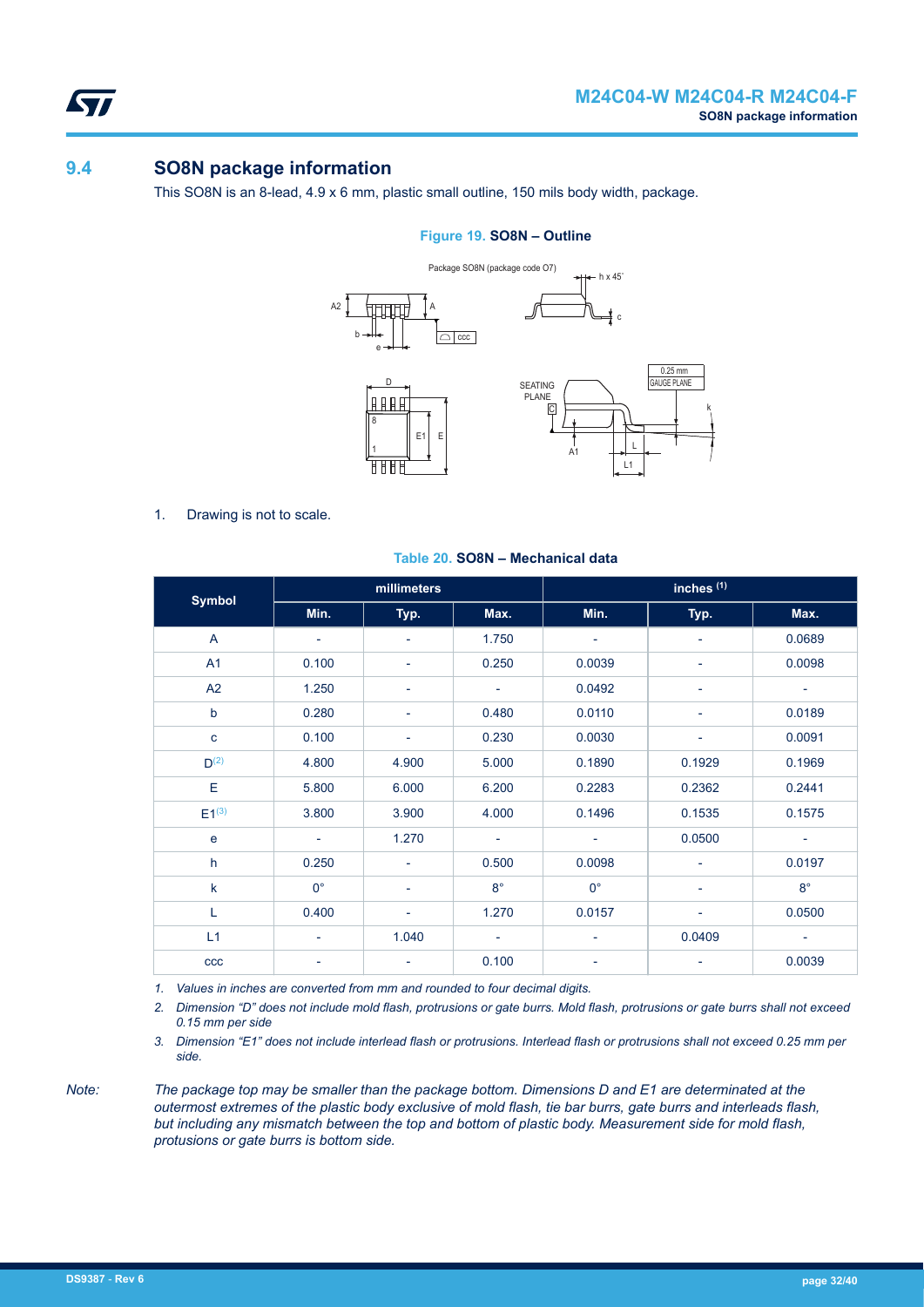## 9.4 SO8N package information

This SO8N is an 8-lead, 4.9 x 6 mm, plastic small outline, 150 mils body width, package.

**Figure 19. SO8N – Outline**

1. Drawing is not to scale.

**Table 20. SO8N – Mechanical data**

| Symbol | millimeters | | | inches (1) | | |
|---|---|---|---|---|---|---|
| | Min. | Typ. | Max. | Min. | Typ. | Max. |
| A | - | - | 1.750 | - | - | 0.0689 |
| A1 | 0.100 | - | 0.250 | 0.0039 | - | 0.0098 |
| A2 | 1.250 | - | - | 0.0492 | - | - |
| b | 0.280 | - | 0.480 | 0.0110 | - | 0.0189 |
| c | 0.100 | - | 0.230 | 0.0030 | - | 0.0091 |
| D(2) | 4.800 | 4.900 | 5.000 | 0.1890 | 0.1929 | 0.1969 |
| E | 5.800 | 6.000 | 6.200 | 0.2283 | 0.2362 | 0.2441 |
| E1(3) | 3.800 | 3.900 | 4.000 | 0.1496 | 0.1535 | 0.1575 |
| e | - | 1.270 | - | - | 0.0500 | - |
| h | 0.250 | - | 0.500 | 0.0098 | - | 0.0197 |
| k | 0° | - | 8° | 0° | - | 8° |
| L | 0.400 | - | 1.270 | 0.0157 | - | 0.0500 |
| L1 | - | 1.040 | - | - | 0.0409 | - |
| ccc | - | - | 0.100 | - | - | 0.0039 |

1. *Values in inches are converted from mm and rounded to four decimal digits.*
2. *Dimension "D" does not include mold flash, protrusions or gate burrs. Mold flash, protrusions or gate burrs shall not exceed 0.15 mm per side*
3. *Dimension "E1" does not include interlead flash or protrusions. Interlead flash or protrusions shall not exceed 0.25 mm per side.*

*Note: The package top may be smaller than the package bottom. Dimensions D and E1 are determinated at the outermost extremes of the plastic body exclusive of mold flash, tie bar burrs, gate burrs and interleads flash, but including any mismatch between the top and bottom of plastic body. Measurement side for mold flash, protusions or gate burrs is bottom side.*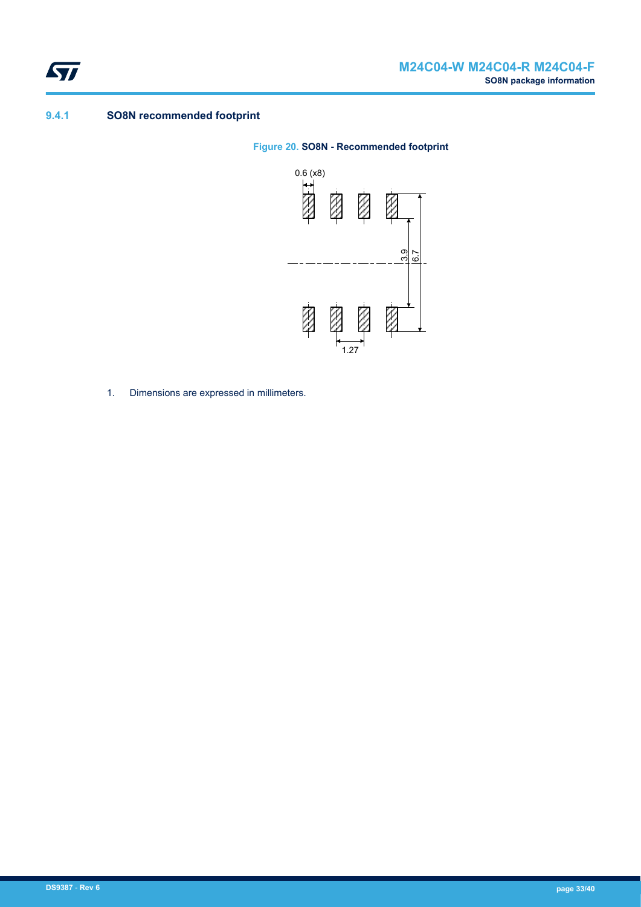### 9.4.1 SO8N recommended footprint

**Figure 20. SO8N - Recommended footprint**

1. Dimensions are expressed in millimeters.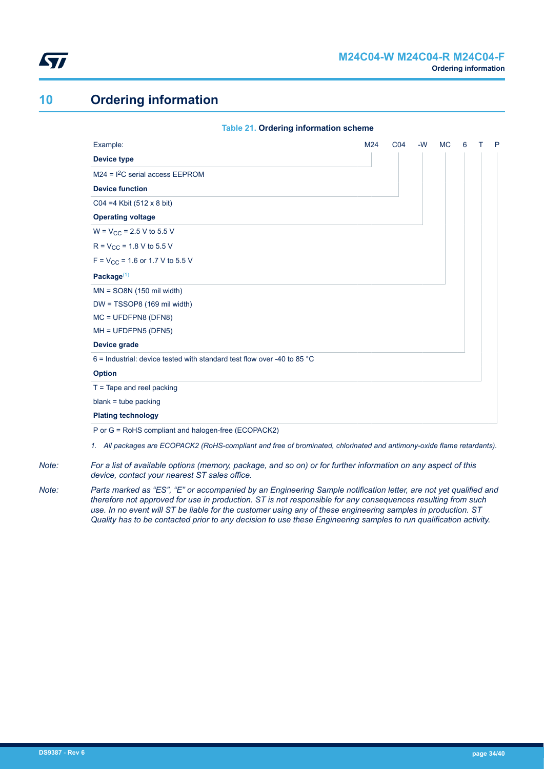# 10 Ordering information

**Table 21. Ordering information scheme**

| Example: | M24 | C04 | -W | MC | 6 | T | P |
|---|---|---|---|---|---|---|---|
| **Device type** | | | | | | | |
| M24 = I²C serial access EEPROM | | | | | | | |
| **Device function** | | | | | | | |
| C04 =4 Kbit (512 x 8 bit) | | | | | | | |
| **Operating voltage** | | | | | | | |
| W = $V_{CC}$ = 2.5 V to 5.5 V | | | | | | | |
| R = $V_{CC}$ = 1.8 V to 5.5 V | | | | | | | |
| F = $V_{CC}$ = 1.6 or 1.7 V to 5.5 V | | | | | | | |
| **Package**(1) | | | | | | | |
| MN = SO8N (150 mil width) | | | | | | | |
| DW = TSSOP8 (169 mil width) | | | | | | | |
| MC = UFDFPN8 (DFN8) | | | | | | | |
| MH = UFDFPN5 (DFN5) | | | | | | | |
| **Device grade** | | | | | | | |
| 6 = Industrial: device tested with standard test flow over -40 to 85 °C | | | | | | | |
| **Option** | | | | | | | |
| T = Tape and reel packing | | | | | | | |
| blank = tube packing | | | | | | | |
| **Plating technology** | | | | | | | |
| P or G = RoHS compliant and halogen-free (ECOPACK2) | | | | | | | |

1. *All packages are ECOPACK2 (RoHS-compliant and free of brominated, chlorinated and antimony-oxide flame retardants).*

*Note: For a list of available options (memory, package, and so on) or for further information on any aspect of this device, contact your nearest ST sales office.*

*Note: Parts marked as "ES", "E" or accompanied by an Engineering Sample notification letter, are not yet qualified and therefore not approved for use in production. ST is not responsible for any consequences resulting from such use. In no event will ST be liable for the customer using any of these engineering samples in production. ST Quality has to be contacted prior to any decision to use these Engineering samples to run qualification activity.*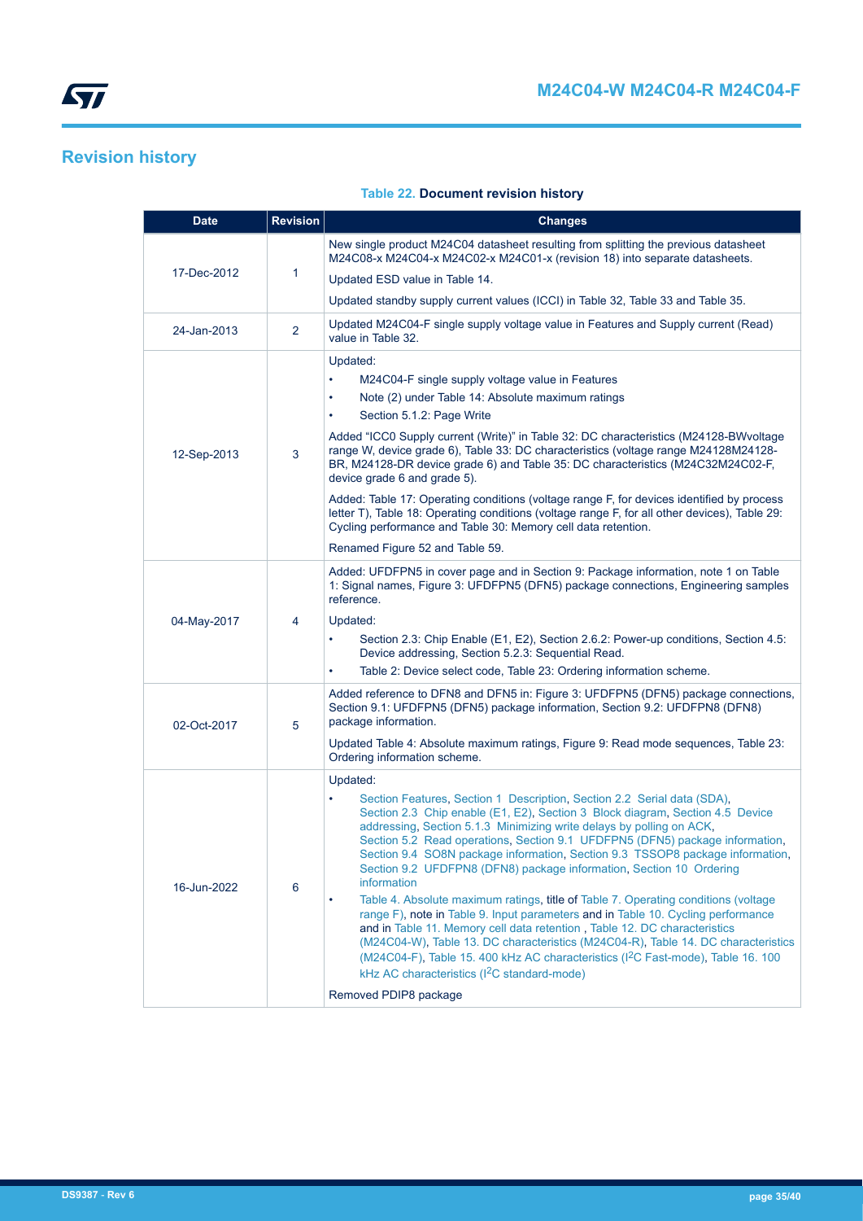## Revision history

**Table 22. Document revision history**

| Date | Revision | Changes |
|---|---|---|
| 17-Dec-2012 | 1 | New single product M24C04 datasheet resulting from splitting the previous datasheet M24C08-x M24C04-x M24C02-x M24C01-x (revision 18) into separate datasheets.<br>Updated ESD value in Table 14.<br>Updated standby supply current values (ICCI) in Table 32, Table 33 and Table 35. |
| 24-Jan-2013 | 2 | Updated M24C04-F single supply voltage value in Features and Supply current (Read) value in Table 32. |
| 12-Sep-2013 | 3 | Updated:<br>• M24C04-F single supply voltage value in Features<br>• Note (2) under Table 14: Absolute maximum ratings<br>• Section 5.1.2: Page Write<br>Added "ICC0 Supply current (Write)" in Table 32: DC characteristics (M24128-BWvoltage range W, device grade 6), Table 33: DC characteristics (voltage range M24128M24128-BR, M24128-DR device grade 6) and Table 35: DC characteristics (M24C32M24C02-F, device grade 6 and grade 5).<br>Added: Table 17: Operating conditions (voltage range F, for devices identified by process letter T), Table 18: Operating conditions (voltage range F, for all other devices), Table 29: Cycling performance and Table 30: Memory cell data retention.<br>Renamed Figure 52 and Table 59. |
| 04-May-2017 | 4 | Added: UFDFPN5 in cover page and in Section 9: Package information, note 1 on Table 1: Signal names, Figure 3: UFDFPN5 (DFN5) package connections, Engineering samples reference.<br>Updated:<br>• Section 2.3: Chip Enable (E1, E2), Section 2.6.2: Power-up conditions, Section 4.5: Device addressing, Section 5.2.3: Sequential Read.<br>• Table 2: Device select code, Table 23: Ordering information scheme. |
| 02-Oct-2017 | 5 | Added reference to DFN8 and DFN5 in: Figure 3: UFDFPN5 (DFN5) package connections, Section 9.1: UFDFPN5 (DFN5) package information, Section 9.2: UFDFPN8 (DFN8) package information.<br>Updated Table 4: Absolute maximum ratings, Figure 9: Read mode sequences, Table 23: Ordering information scheme. |
| 16-Jun-2022 | 6 | Updated:<br>• Section Features, Section 1 Description, Section 2.2 Serial data (SDA), Section 2.3 Chip enable (E1, E2), Section 3 Block diagram, Section 4.5 Device addressing, Section 5.1.3 Minimizing write delays by polling on ACK, Section 5.2 Read operations, Section 9.1 UFDFPN5 (DFN5) package information, Section 9.4 SO8N package information, Section 9.3 TSSOP8 package information, Section 9.2 UFDFPN8 (DFN8) package information, Section 10 Ordering information<br>• Table 4. Absolute maximum ratings, title of Table 7. Operating conditions (voltage range F), note in Table 9. Input parameters and in Table 10. Cycling performance and in Table 11. Memory cell data retention , Table 12. DC characteristics (M24C04-W), Table 13. DC characteristics (M24C04-R), Table 14. DC characteristics (M24C04-F), Table 15. 400 kHz AC characteristics (I$^2$C Fast-mode), Table 16. 100 kHz AC characteristics (I$^2$C standard-mode)<br>Removed PDIP8 package |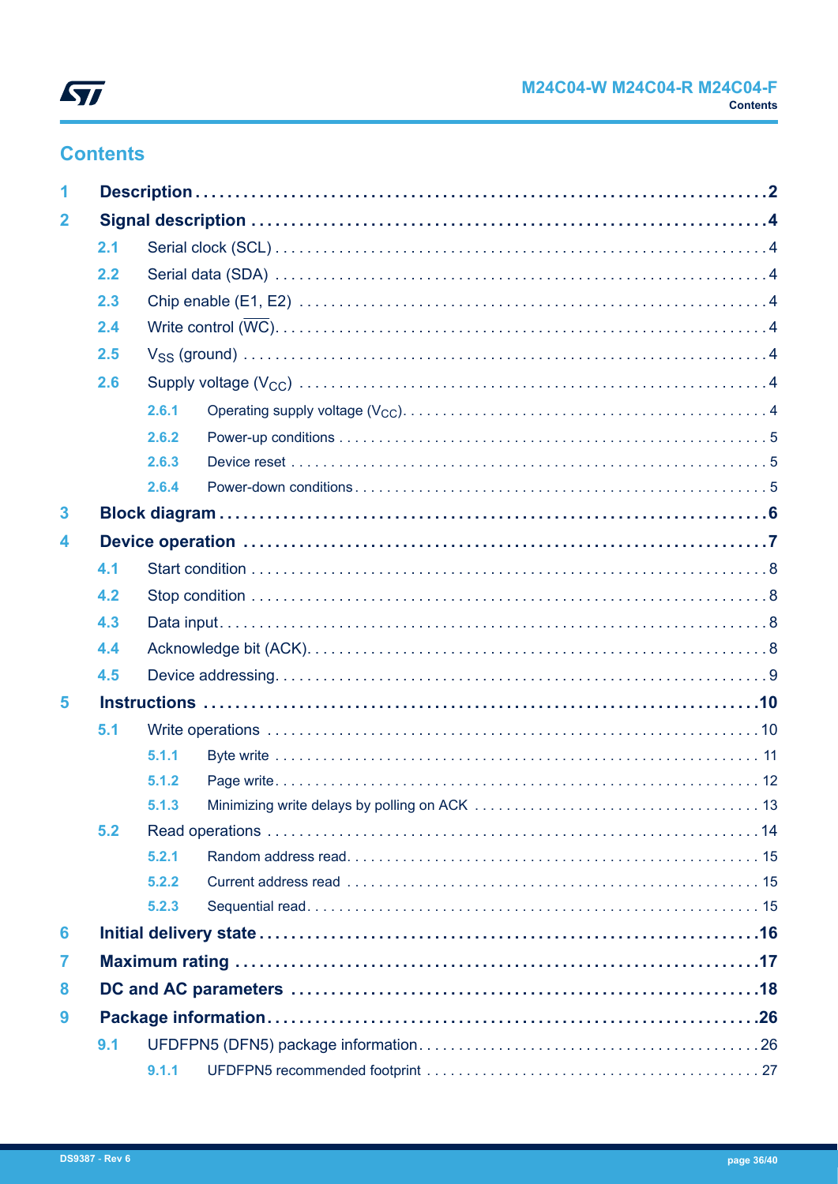## Contents

| | | |
|---|---|---|
| **1** | **Description** | **2** |
| **2** | **Signal description** | **4** |
| 2.1 | Serial clock (SCL) | 4 |
| 2.2 | Serial data (SDA) | 4 |
| 2.3 | Chip enable (E1, E2) | 4 |
| 2.4 | Write control ($\overline{WC}$) | 4 |
| 2.5 | $V_{SS}$ (ground) | 4 |
| 2.6 | Supply voltage ($V_{CC}$) | 4 |
| 2.6.1 | Operating supply voltage ($V_{CC}$) | 4 |
| 2.6.2 | Power-up conditions | 5 |
| 2.6.3 | Device reset | 5 |
| 2.6.4 | Power-down conditions | 5 |
| **3** | **Block diagram** | **6** |
| **4** | **Device operation** | **7** |
| 4.1 | Start condition | 8 |
| 4.2 | Stop condition | 8 |
| 4.3 | Data input | 8 |
| 4.4 | Acknowledge bit (ACK) | 8 |
| 4.5 | Device addressing | 9 |
| **5** | **Instructions** | **10** |
| 5.1 | Write operations | 10 |
| 5.1.1 | Byte write | 11 |
| 5.1.2 | Page write | 12 |
| 5.1.3 | Minimizing write delays by polling on ACK | 13 |
| 5.2 | Read operations | 14 |
| 5.2.1 | Random address read | 15 |
| 5.2.2 | Current address read | 15 |
| 5.2.3 | Sequential read | 15 |
| **6** | **Initial delivery state** | **16** |
| **7** | **Maximum rating** | **17** |
| **8** | **DC and AC parameters** | **18** |
| **9** | **Package information** | **26** |
| 9.1 | UFDFPN5 (DFN5) package information | 26 |
| 9.1.1 | UFDFPN5 recommended footprint | 27 |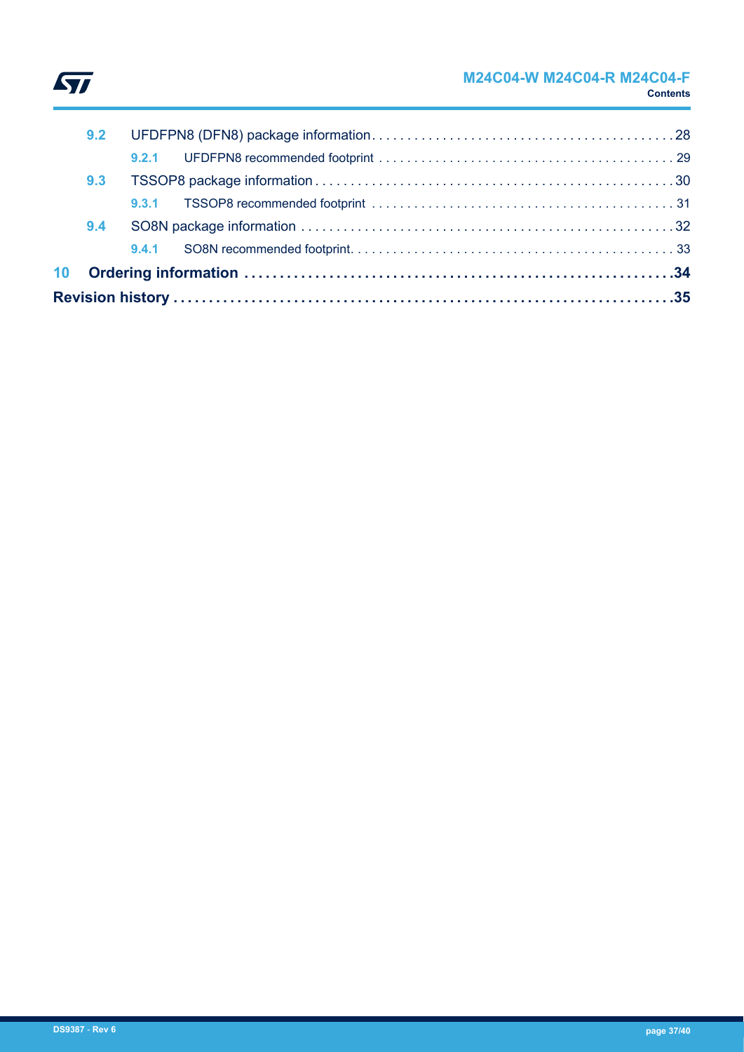9.2 UFDFPN8 (DFN8) package information . . . . . . . . . . . . . . . . . . . . . . . . . . . . . . . . . . . . . . . . . . 28

9.2.1 UFDFPN8 recommended footprint . . . . . . . . . . . . . . . . . . . . . . . . . . . . . . . . . . . . . . . . . . 29

9.3 TSSOP8 package information . . . . . . . . . . . . . . . . . . . . . . . . . . . . . . . . . . . . . . . . . . . . . . . . . . 30

9.3.1 TSSOP8 recommended footprint . . . . . . . . . . . . . . . . . . . . . . . . . . . . . . . . . . . . . . . . . . . 31

9.4 SO8N package information . . . . . . . . . . . . . . . . . . . . . . . . . . . . . . . . . . . . . . . . . . . . . . . . . . . . 32

9.4.1 SO8N recommended footprint . . . . . . . . . . . . . . . . . . . . . . . . . . . . . . . . . . . . . . . . . . . . . . 33

**10 Ordering information . . . . . . . . . . . . . . . . . . . . . . . . . . . . . . . . . . . . . . . . . . . . . . . . . . . . . . . . . 34**

**Revision history . . . . . . . . . . . . . . . . . . . . . . . . . . . . . . . . . . . . . . . . . . . . . . . . . . . . . . . . . . . . . . . . . 35**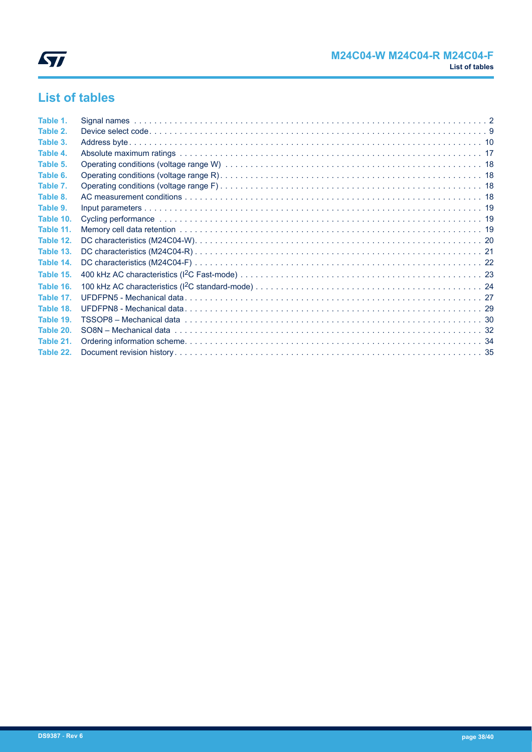# List of tables

Table 1. Signal names . . . . . . . . . . . . . . . . . . . . . . . . . . . . . . . . . . . . . . . . . . . . . . . . . . . . . . . . . . . . . . . . . . . . . 2
Table 2. Device select code . . . . . . . . . . . . . . . . . . . . . . . . . . . . . . . . . . . . . . . . . . . . . . . . . . . . . . . . . . . . . . . . . . 9
Table 3. Address byte . . . . . . . . . . . . . . . . . . . . . . . . . . . . . . . . . . . . . . . . . . . . . . . . . . . . . . . . . . . . . . . . . . . . . 10
Table 4. Absolute maximum ratings . . . . . . . . . . . . . . . . . . . . . . . . . . . . . . . . . . . . . . . . . . . . . . . . . . . . . . . . . . . 17
Table 5. Operating conditions (voltage range W) . . . . . . . . . . . . . . . . . . . . . . . . . . . . . . . . . . . . . . . . . . . . . . . . 18
Table 6. Operating conditions (voltage range R) . . . . . . . . . . . . . . . . . . . . . . . . . . . . . . . . . . . . . . . . . . . . . . . . . 18
Table 7. Operating conditions (voltage range F) . . . . . . . . . . . . . . . . . . . . . . . . . . . . . . . . . . . . . . . . . . . . . . . . . 18
Table 8. AC measurement conditions . . . . . . . . . . . . . . . . . . . . . . . . . . . . . . . . . . . . . . . . . . . . . . . . . . . . . . . . . 18
Table 9. Input parameters . . . . . . . . . . . . . . . . . . . . . . . . . . . . . . . . . . . . . . . . . . . . . . . . . . . . . . . . . . . . . . . . . . 19
Table 10. Cycling performance . . . . . . . . . . . . . . . . . . . . . . . . . . . . . . . . . . . . . . . . . . . . . . . . . . . . . . . . . . . . . . 19
Table 11. Memory cell data retention . . . . . . . . . . . . . . . . . . . . . . . . . . . . . . . . . . . . . . . . . . . . . . . . . . . . . . . . . 19
Table 12. DC characteristics (M24C04-W) . . . . . . . . . . . . . . . . . . . . . . . . . . . . . . . . . . . . . . . . . . . . . . . . . . . . . 20
Table 13. DC characteristics (M24C04-R) . . . . . . . . . . . . . . . . . . . . . . . . . . . . . . . . . . . . . . . . . . . . . . . . . . . . . 21
Table 14. DC characteristics (M24C04-F) . . . . . . . . . . . . . . . . . . . . . . . . . . . . . . . . . . . . . . . . . . . . . . . . . . . . . 22
Table 15. 400 kHz AC characteristics ($I^2C$ Fast-mode) . . . . . . . . . . . . . . . . . . . . . . . . . . . . . . . . . . . . . . . . . 23
Table 16. 100 kHz AC characteristics ($I^2C$ standard-mode) . . . . . . . . . . . . . . . . . . . . . . . . . . . . . . . . . . . . . . 24
Table 17. UFDFPN5 - Mechanical data . . . . . . . . . . . . . . . . . . . . . . . . . . . . . . . . . . . . . . . . . . . . . . . . . . . . . . . 27
Table 18. UFDFPN8 - Mechanical data . . . . . . . . . . . . . . . . . . . . . . . . . . . . . . . . . . . . . . . . . . . . . . . . . . . . . . . 29
Table 19. TSSOP8 – Mechanical data . . . . . . . . . . . . . . . . . . . . . . . . . . . . . . . . . . . . . . . . . . . . . . . . . . . . . . . . 30
Table 20. SO8N – Mechanical data . . . . . . . . . . . . . . . . . . . . . . . . . . . . . . . . . . . . . . . . . . . . . . . . . . . . . . . . . . 32
Table 21. Ordering information scheme . . . . . . . . . . . . . . . . . . . . . . . . . . . . . . . . . . . . . . . . . . . . . . . . . . . . . . . 34
Table 22. Document revision history . . . . . . . . . . . . . . . . . . . . . . . . . . . . . . . . . . . . . . . . . . . . . . . . . . . . . . . . . 35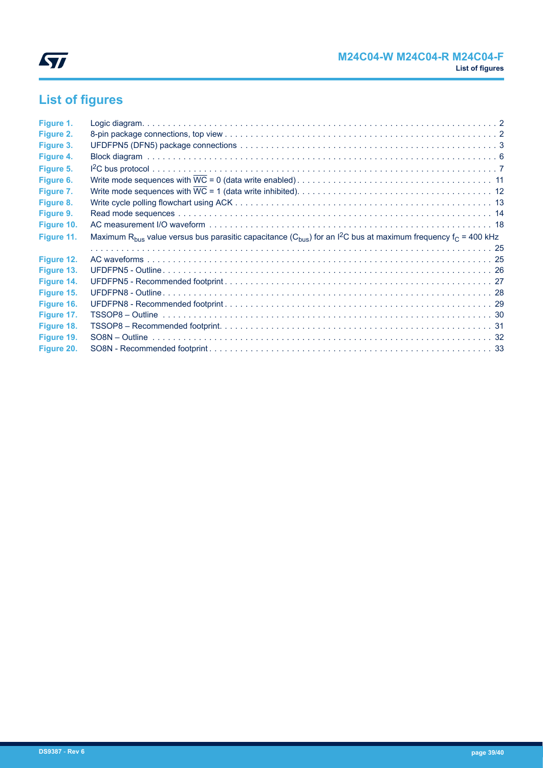# List of figures

| | | |
|---|---|---|
| Figure 1. | Logic diagram | 2 |
| Figure 2. | 8-pin package connections, top view | 2 |
| Figure 3. | UFDFPN5 (DFN5) package connections | 3 |
| Figure 4. | Block diagram | 6 |
| Figure 5. | $I^2C$ bus protocol | 7 |
| Figure 6. | Write mode sequences with $\overline{WC}$ = 0 (data write enabled) | 11 |
| Figure 7. | Write mode sequences with $\overline{WC}$ = 1 (data write inhibited) | 12 |
| Figure 8. | Write cycle polling flowchart using ACK | 13 |
| Figure 9. | Read mode sequences | 14 |
| Figure 10. | AC measurement I/O waveform | 18 |
| Figure 11. | Maximum $R_{bus}$ value versus bus parasitic capacitance ($C_{bus}$) for an $I^2C$ bus at maximum frequency $f_C$ = 400 kHz | 25 |
| Figure 12. | AC waveforms | 25 |
| Figure 13. | UFDFPN5 - Outline | 26 |
| Figure 14. | UFDFPN5 - Recommended footprint | 27 |
| Figure 15. | UFDFPN8 - Outline | 28 |
| Figure 16. | UFDFPN8 - Recommended footprint | 29 |
| Figure 17. | TSSOP8 – Outline | 30 |
| Figure 18. | TSSOP8 – Recommended footprint | 31 |
| Figure 19. | SO8N – Outline | 32 |
| Figure 20. | SO8N - Recommended footprint | 33 |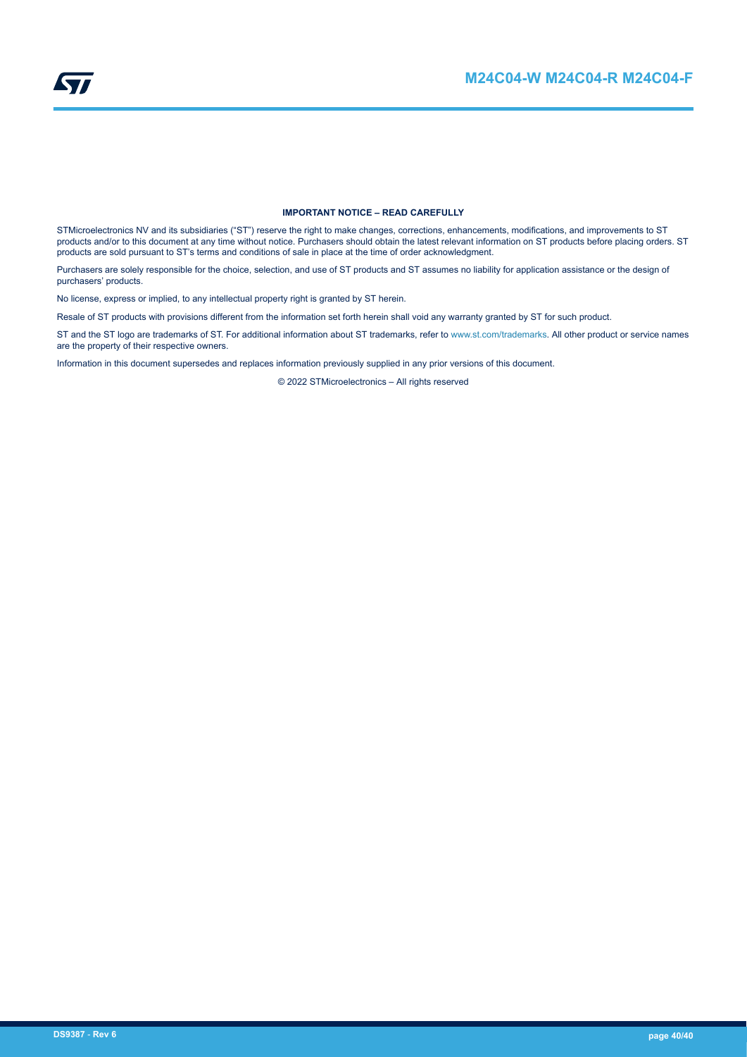**IMPORTANT NOTICE – READ CAREFULLY**

STMicroelectronics NV and its subsidiaries ("ST") reserve the right to make changes, corrections, enhancements, modifications, and improvements to ST products and/or to this document at any time without notice. Purchasers should obtain the latest relevant information on ST products before placing orders. ST products are sold pursuant to ST's terms and conditions of sale in place at the time of order acknowledgment.

Purchasers are solely responsible for the choice, selection, and use of ST products and ST assumes no liability for application assistance or the design of purchasers' products.

No license, express or implied, to any intellectual property right is granted by ST herein.

Resale of ST products with provisions different from the information set forth herein shall void any warranty granted by ST for such product.

ST and the ST logo are trademarks of ST. For additional information about ST trademarks, refer to www.st.com/trademarks. All other product or service names are the property of their respective owners.

Information in this document supersedes and replaces information previously supplied in any prior versions of this document.

© 2022 STMicroelectronics – All rights reserved